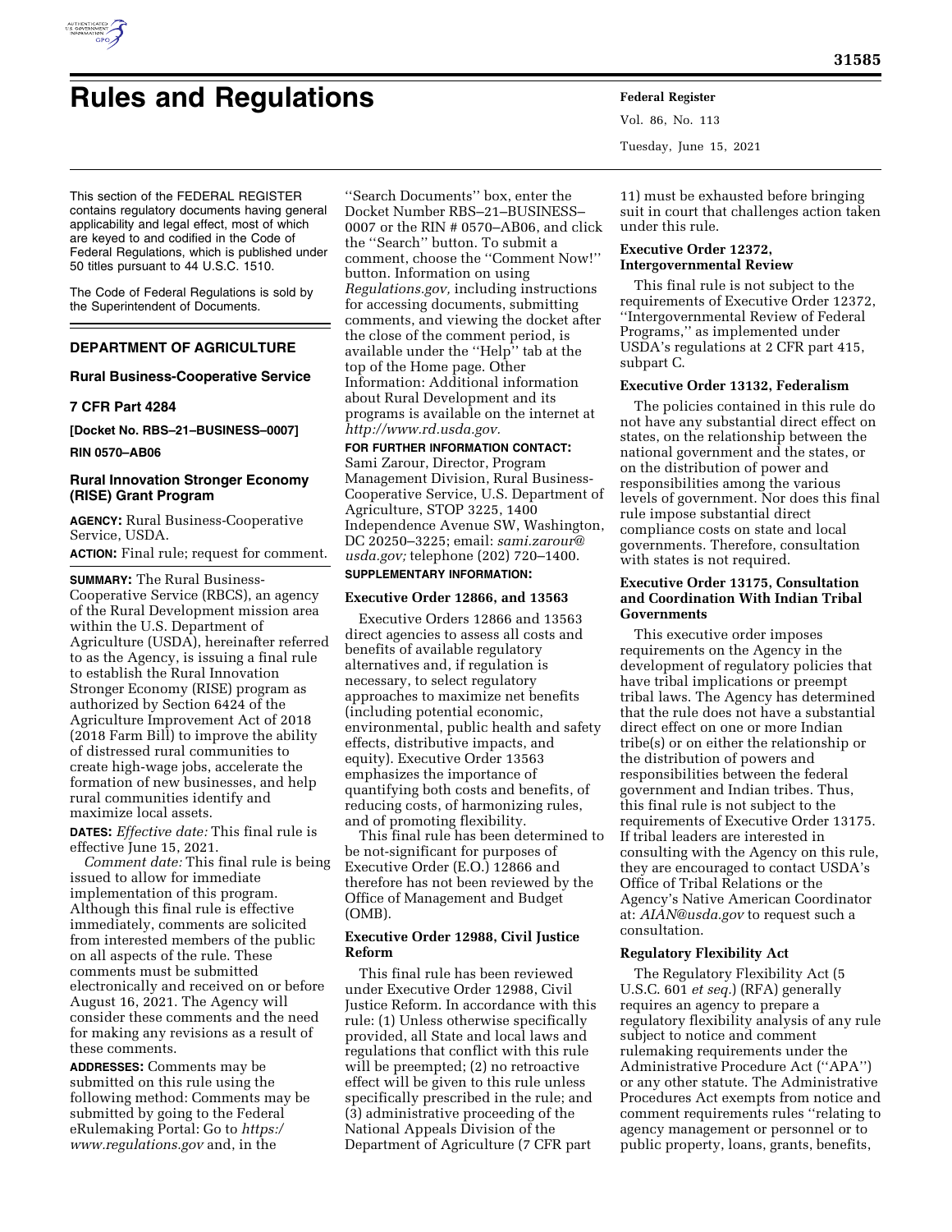# Rules and Regulations

This section of the FEDERAL REGISTER contains regulatory documents having general applicability and legal effect, most of which are keyed to and codified in the Code of Federal Regulations, which is published under 50 titles pursuant to 44 U.S.C. 1510.

The Code of Federal Regulations is sold by the Superintendent of Documents.

## DEPARTMENT OF AGRICULTURE

### Rural Business-Cooperative Service

### 7 CFR Part 4284

**[Docket No. RBS–21–BUSINESS–0007]**

**RIN 0570–AB06**

### Rural Innovation Stronger Economy (RISE) Grant Program

**AGENCY:** Rural Business-Cooperative Service, USDA.

**ACTION:** Final rule; request for comment.

**SUMMARY:** The Rural Business-Cooperative Service (RBCS), an agency of the Rural Development mission area within the U.S. Department of Agriculture (USDA), hereinafter referred to as the Agency, is issuing a final rule to establish the Rural Innovation Stronger Economy (RISE) program as authorized by Section 6424 of the Agriculture Improvement Act of 2018 (2018 Farm Bill) to improve the ability of distressed rural communities to create high-wage jobs, accelerate the formation of new businesses, and help rural communities identify and maximize local assets.

**DATES:** *Effective date:* This final rule is effective June 15, 2021.

*Comment date:* This final rule is being issued to allow for immediate implementation of this program. Although this final rule is effective immediately, comments are solicited from interested members of the public on all aspects of the rule. These comments must be submitted electronically and received on or before August 16, 2021. The Agency will consider these comments and the need for making any revisions as a result of these comments.

**ADDRESSES:** Comments may be submitted on this rule using the following method: Comments may be submitted by going to the Federal eRulemaking Portal: Go to *https://www.regulations.gov* and, in the ''Search Documents'' box, enter the Docket Number RBS–21–BUSINESS–0007 or the RIN # 0570–AB06, and click the ''Search'' button. To submit a comment, choose the ''Comment Now!'' button. Information on using *Regulations.gov,* including instructions for accessing documents, submitting comments, and viewing the docket after the close of the comment period, is available under the ''Help'' tab at the top of the Home page. Other Information: Additional information about Rural Development and its programs is available on the internet at *http://www.rd.usda.gov.*

**FOR FURTHER INFORMATION CONTACT:** Sami Zarour, Director, Program Management Division, Rural Business-Cooperative Service, U.S. Department of Agriculture, STOP 3225, 1400 Independence Avenue SW, Washington, DC 20250–3225; email: *sami.zarour@usda.gov;* telephone (202) 720–1400.

**SUPPLEMENTARY INFORMATION:**

**Executive Order 12866, and 13563**

Executive Orders 12866 and 13563 direct agencies to assess all costs and benefits of available regulatory alternatives and, if regulation is necessary, to select regulatory approaches to maximize net benefits (including potential economic, environmental, public health and safety effects, distributive impacts, and equity). Executive Order 13563 emphasizes the importance of quantifying both costs and benefits, of reducing costs, of harmonizing rules, and of promoting flexibility.

This final rule has been determined to be not-significant for purposes of Executive Order (E.O.) 12866 and therefore has not been reviewed by the Office of Management and Budget (OMB).

**Executive Order 12988, Civil Justice Reform**

This final rule has been reviewed under Executive Order 12988, Civil Justice Reform. In accordance with this rule: (1) Unless otherwise specifically provided, all State and local laws and regulations that conflict with this rule will be preempted; (2) no retroactive effect will be given to this rule unless specifically prescribed in the rule; and (3) administrative proceeding of the National Appeals Division of the Department of Agriculture (7 CFR part 11) must be exhausted before bringing suit in court that challenges action taken under this rule.

**Executive Order 12372, Intergovernmental Review**

This final rule is not subject to the requirements of Executive Order 12372, ''Intergovernmental Review of Federal Programs,'' as implemented under USDA's regulations at 2 CFR part 415, subpart C.

**Executive Order 13132, Federalism**

The policies contained in this rule do not have any substantial direct effect on states, on the relationship between the national government and the states, or on the distribution of power and responsibilities among the various levels of government. Nor does this final rule impose substantial direct compliance costs on state and local governments. Therefore, consultation with states is not required.

**Executive Order 13175, Consultation and Coordination With Indian Tribal Governments**

This executive order imposes requirements on the Agency in the development of regulatory policies that have tribal implications or preempt tribal laws. The Agency has determined that the rule does not have a substantial direct effect on one or more Indian tribe(s) or on either the relationship or the distribution of powers and responsibilities between the federal government and Indian tribes. Thus, this final rule is not subject to the requirements of Executive Order 13175. If tribal leaders are interested in consulting with the Agency on this rule, they are encouraged to contact USDA's Office of Tribal Relations or the Agency's Native American Coordinator at: *AIAN@usda.gov* to request such a consultation.

**Regulatory Flexibility Act**

The Regulatory Flexibility Act (5 U.S.C. 601 *et seq.*) (RFA) generally requires an agency to prepare a regulatory flexibility analysis of any rule subject to notice and comment rulemaking requirements under the Administrative Procedure Act (''APA'') or any other statute. The Administrative Procedures Act exempts from notice and comment requirements rules ''relating to agency management or personnel or to public property, loans, grants, benefits,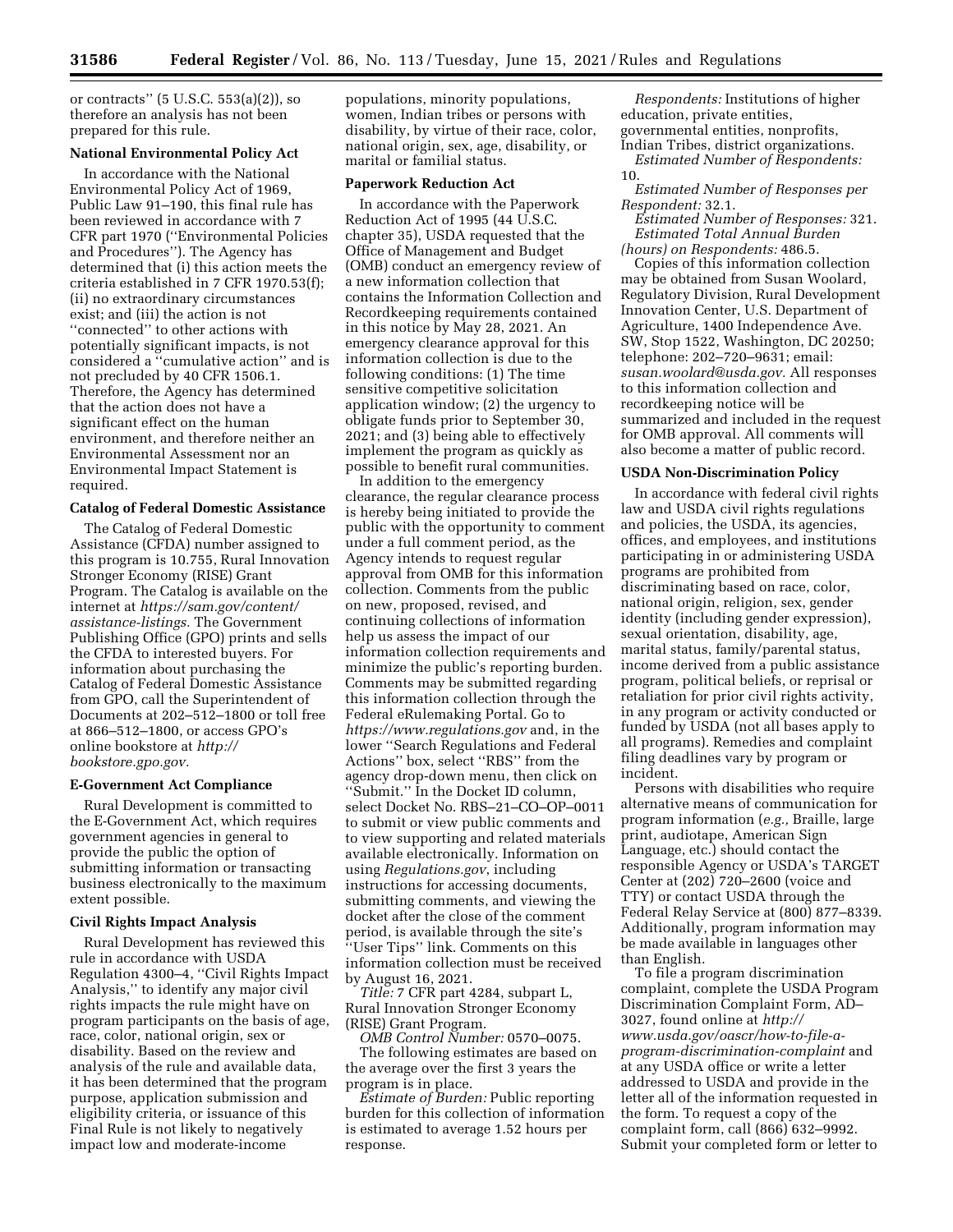or contracts'' (5 U.S.C. 553(a)(2)), so therefore an analysis has not been prepared for this rule.

**National Environmental Policy Act**

In accordance with the National Environmental Policy Act of 1969, Public Law 91–190, this final rule has been reviewed in accordance with 7 CFR part 1970 (''Environmental Policies and Procedures''). The Agency has determined that (i) this action meets the criteria established in 7 CFR 1970.53(f); (ii) no extraordinary circumstances exist; and (iii) the action is not ''connected'' to other actions with potentially significant impacts, is not considered a ''cumulative action'' and is not precluded by 40 CFR 1506.1. Therefore, the Agency has determined that the action does not have a significant effect on the human environment, and therefore neither an Environmental Assessment nor an Environmental Impact Statement is required.

**Catalog of Federal Domestic Assistance**

The Catalog of Federal Domestic Assistance (CFDA) number assigned to this program is 10.755, Rural Innovation Stronger Economy (RISE) Grant Program. The Catalog is available on the internet at *https://sam.gov/content/assistance-listings.* The Government Publishing Office (GPO) prints and sells the CFDA to interested buyers. For information about purchasing the Catalog of Federal Domestic Assistance from GPO, call the Superintendent of Documents at 202–512–1800 or toll free at 866–512–1800, or access GPO's online bookstore at *http://bookstore.gpo.gov.*

**E-Government Act Compliance**

Rural Development is committed to the E-Government Act, which requires government agencies in general to provide the public the option of submitting information or transacting business electronically to the maximum extent possible.

**Civil Rights Impact Analysis**

Rural Development has reviewed this rule in accordance with USDA Regulation 4300–4, ''Civil Rights Impact Analysis,'' to identify any major civil rights impacts the rule might have on program participants on the basis of age, race, color, national origin, sex or disability. Based on the review and analysis of the rule and available data, it has been determined that the program purpose, application submission and eligibility criteria, or issuance of this Final Rule is not likely to negatively impact low and moderate-income populations, minority populations, women, Indian tribes or persons with disability, by virtue of their race, color, national origin, sex, age, disability, or marital or familial status.

**Paperwork Reduction Act**

In accordance with the Paperwork Reduction Act of 1995 (44 U.S.C. chapter 35), USDA requested that the Office of Management and Budget (OMB) conduct an emergency review of a new information collection that contains the Information Collection and Recordkeeping requirements contained in this notice by May 28, 2021. An emergency clearance approval for this information collection is due to the following conditions: (1) The time sensitive competitive solicitation application window; (2) the urgency to obligate funds prior to September 30, 2021; and (3) being able to effectively implement the program as quickly as possible to benefit rural communities.

In addition to the emergency clearance, the regular clearance process is hereby being initiated to provide the public with the opportunity to comment under a full comment period, as the Agency intends to request regular approval from OMB for this information collection. Comments from the public on new, proposed, revised, and continuing collections of information help us assess the impact of our information collection requirements and minimize the public's reporting burden. Comments may be submitted regarding this information collection through the Federal eRulemaking Portal. Go to *https://www.regulations.gov* and, in the lower ''Search Regulations and Federal Actions'' box, select ''RBS'' from the agency drop-down menu, then click on ''Submit.'' In the Docket ID column, select Docket No. RBS–21–CO–OP–0011 to submit or view public comments and to view supporting and related materials available electronically. Information on using *Regulations.gov*, including instructions for accessing documents, submitting comments, and viewing the docket after the close of the comment period, is available through the site's ''User Tips'' link. Comments on this information collection must be received by August 16, 2021.

*Title:* 7 CFR part 4284, subpart L, Rural Innovation Stronger Economy (RISE) Grant Program.

*OMB Control Number:* 0570–0075.

The following estimates are based on the average over the first 3 years the program is in place.

*Estimate of Burden:* Public reporting burden for this collection of information is estimated to average 1.52 hours per response.

*Respondents:* Institutions of higher education, private entities, governmental entities, nonprofits, Indian Tribes, district organizations.

*Estimated Number of Respondents:* 10.

*Estimated Number of Responses per Respondent:* 32.1.

*Estimated Number of Responses:* 321.

*Estimated Total Annual Burden (hours) on Respondents:* 486.5.

Copies of this information collection may be obtained from Susan Woolard, Regulatory Division, Rural Development Innovation Center, U.S. Department of Agriculture, 1400 Independence Ave. SW, Stop 1522, Washington, DC 20250; telephone: 202–720–9631; email: *susan.woolard@usda.gov.* All responses to this information collection and recordkeeping notice will be summarized and included in the request for OMB approval. All comments will also become a matter of public record.

**USDA Non-Discrimination Policy**

In accordance with federal civil rights law and USDA civil rights regulations and policies, the USDA, its agencies, offices, and employees, and institutions participating in or administering USDA programs are prohibited from discriminating based on race, color, national origin, religion, sex, gender identity (including gender expression), sexual orientation, disability, age, marital status, family/parental status, income derived from a public assistance program, political beliefs, or reprisal or retaliation for prior civil rights activity, in any program or activity conducted or funded by USDA (not all bases apply to all programs). Remedies and complaint filing deadlines vary by program or incident.

Persons with disabilities who require alternative means of communication for program information (*e.g.,* Braille, large print, audiotape, American Sign Language, etc.) should contact the responsible Agency or USDA's TARGET Center at (202) 720–2600 (voice and TTY) or contact USDA through the Federal Relay Service at (800) 877–8339. Additionally, program information may be made available in languages other than English.

To file a program discrimination complaint, complete the USDA Program Discrimination Complaint Form, AD–3027, found online at *http://www.usda.gov/oascr/how-to-file-a-program-discrimination-complaint* and at any USDA office or write a letter addressed to USDA and provide in the letter all of the information requested in the form. To request a copy of the complaint form, call (866) 632–9992. Submit your completed form or letter to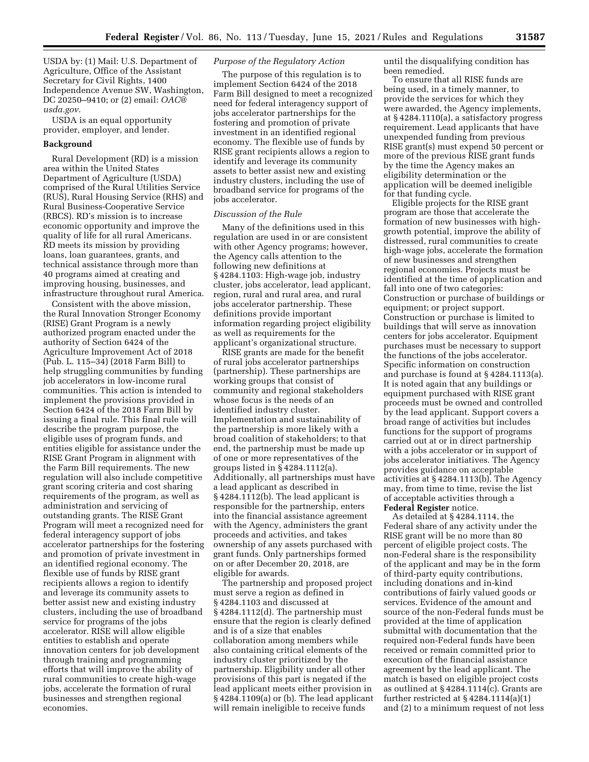USDA by: (1) Mail: U.S. Department of Agriculture, Office of the Assistant Secretary for Civil Rights, 1400 Independence Avenue SW, Washington, DC 20250–9410; or (2) email: *OAC@usda.gov.*

USDA is an equal opportunity provider, employer, and lender.

## Background

Rural Development (RD) is a mission area within the United States Department of Agriculture (USDA) comprised of the Rural Utilities Service (RUS), Rural Housing Service (RHS) and Rural Business-Cooperative Service (RBCS). RD's mission is to increase economic opportunity and improve the quality of life for all rural Americans. RD meets its mission by providing loans, loan guarantees, grants, and technical assistance through more than 40 programs aimed at creating and improving housing, businesses, and infrastructure throughout rural America.

Consistent with the above mission, the Rural Innovation Stronger Economy (RISE) Grant Program is a newly authorized program enacted under the authority of Section 6424 of the Agriculture Improvement Act of 2018 (Pub. L. 115–34) (2018 Farm Bill) to help struggling communities by funding job accelerators in low-income rural communities. This action is intended to implement the provisions provided in Section 6424 of the 2018 Farm Bill by issuing a final rule. This final rule will describe the program purpose, the eligible uses of program funds, and entities eligible for assistance under the RISE Grant Program in alignment with the Farm Bill requirements. The new regulation will also include competitive grant scoring criteria and cost sharing requirements of the program, as well as administration and servicing of outstanding grants. The RISE Grant Program will meet a recognized need for federal interagency support of jobs accelerator partnerships for the fostering and promotion of private investment in an identified regional economy. The flexible use of funds by RISE grant recipients allows a region to identify and leverage its community assets to better assist new and existing industry clusters, including the use of broadband service for programs of the jobs accelerator. RISE will allow eligible entities to establish and operate innovation centers for job development through training and programming efforts that will improve the ability of rural communities to create high-wage jobs, accelerate the formation of rural businesses and strengthen regional economies.

### *Purpose of the Regulatory Action*

The purpose of this regulation is to implement Section 6424 of the 2018 Farm Bill designed to meet a recognized need for federal interagency support of jobs accelerator partnerships for the fostering and promotion of private investment in an identified regional economy. The flexible use of funds by RISE grant recipients allows a region to identify and leverage its community assets to better assist new and existing industry clusters, including the use of broadband service for programs of the jobs accelerator.

### *Discussion of the Rule*

Many of the definitions used in this regulation are used in or are consistent with other Agency programs; however, the Agency calls attention to the following new definitions at § 4284.1103: High-wage job, industry cluster, jobs accelerator, lead applicant, region, rural and rural area, and rural jobs accelerator partnership. These definitions provide important information regarding project eligibility as well as requirements for the applicant's organizational structure.

RISE grants are made for the benefit of rural jobs accelerator partnerships (partnership). These partnerships are working groups that consist of community and regional stakeholders whose focus is the needs of an identified industry cluster. Implementation and sustainability of the partnership is more likely with a broad coalition of stakeholders; to that end, the partnership must be made up of one or more representatives of the groups listed in § 4284.1112(a). Additionally, all partnerships must have a lead applicant as described in § 4284.1112(b). The lead applicant is responsible for the partnership, enters into the financial assistance agreement with the Agency, administers the grant proceeds and activities, and takes ownership of any assets purchased with grant funds. Only partnerships formed on or after December 20, 2018, are eligible for awards.

The partnership and proposed project must serve a region as defined in § 4284.1103 and discussed at § 4284.1112(d). The partnership must ensure that the region is clearly defined and is of a size that enables collaboration among members while also containing critical elements of the industry cluster prioritized by the partnership. Eligibility under all other provisions of this part is negated if the lead applicant meets either provision in § 4284.1109(a) or (b). The lead applicant will remain ineligible to receive funds until the disqualifying condition has been remedied.

To ensure that all RISE funds are being used, in a timely manner, to provide the services for which they were awarded, the Agency implements, at § 4284.1110(a), a satisfactory progress requirement. Lead applicants that have unexpended funding from previous RISE grant(s) must expend 50 percent or more of the previous RISE grant funds by the time the Agency makes an eligibility determination or the application will be deemed ineligible for that funding cycle.

Eligible projects for the RISE grant program are those that accelerate the formation of new businesses with high-growth potential, improve the ability of distressed, rural communities to create high-wage jobs, accelerate the formation of new businesses and strengthen regional economies. Projects must be identified at the time of application and fall into one of two categories: Construction or purchase of buildings or equipment; or project support. Construction or purchase is limited to buildings that will serve as innovation centers for jobs accelerator. Equipment purchases must be necessary to support the functions of the jobs accelerator. Specific information on construction and purchase is found at § 4284.1113(a). It is noted again that any buildings or equipment purchased with RISE grant proceeds must be owned and controlled by the lead applicant. Support covers a broad range of activities but includes functions for the support of programs carried out at or in direct partnership with a jobs accelerator or in support of jobs accelerator initiatives. The Agency provides guidance on acceptable activities at § 4284.1113(b). The Agency may, from time to time, revise the list of acceptable activities through a **Federal Register** notice.

As detailed at § 4284.1114, the Federal share of any activity under the RISE grant will be no more than 80 percent of eligible project costs. The non-Federal share is the responsibility of the applicant and may be in the form of third-party equity contributions, including donations and in-kind contributions of fairly valued goods or services. Evidence of the amount and source of the non-Federal funds must be provided at the time of application submittal with documentation that the required non-Federal funds have been received or remain committed prior to execution of the financial assistance agreement by the lead applicant. The match is based on eligible project costs as outlined at § 4284.1114(c). Grants are further restricted at § 4284.1114(a)(1) and (2) to a minimum request of not less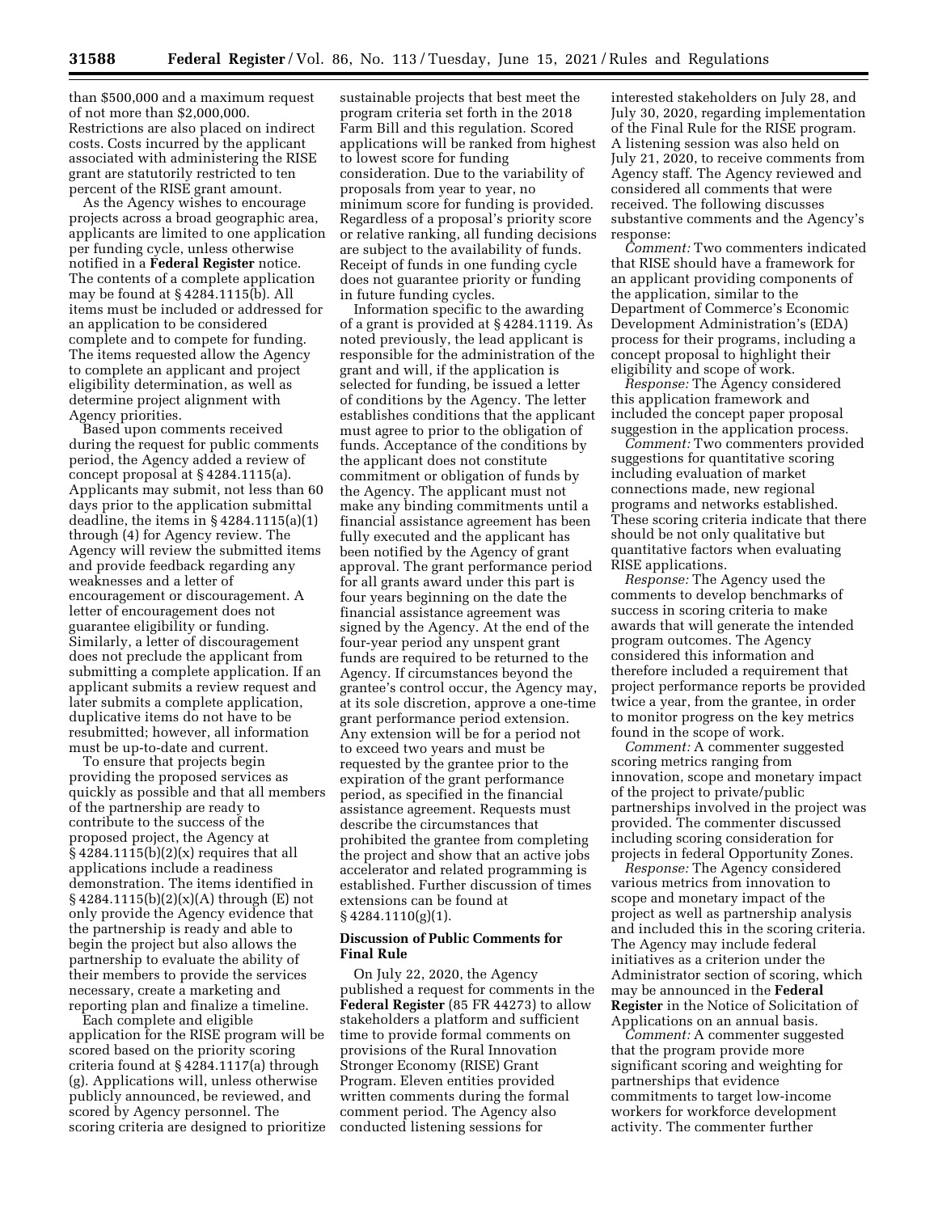than $500,000 and a maximum request of not more than $2,000,000. Restrictions are also placed on indirect costs. Costs incurred by the applicant associated with administering the RISE grant are statutorily restricted to ten percent of the RISE grant amount.

As the Agency wishes to encourage projects across a broad geographic area, applicants are limited to one application per funding cycle, unless otherwise notified in a **Federal Register** notice. The contents of a complete application may be found at § 4284.1115(b). All items must be included or addressed for an application to be considered complete and to compete for funding. The items requested allow the Agency to complete an applicant and project eligibility determination, as well as determine project alignment with Agency priorities.

Based upon comments received during the request for public comments period, the Agency added a review of concept proposal at § 4284.1115(a). Applicants may submit, not less than 60 days prior to the application submittal deadline, the items in § 4284.1115(a)(1) through (4) for Agency review. The Agency will review the submitted items and provide feedback regarding any weaknesses and a letter of encouragement or discouragement. A letter of encouragement does not guarantee eligibility or funding. Similarly, a letter of discouragement does not preclude the applicant from submitting a complete application. If an applicant submits a review request and later submits a complete application, duplicative items do not have to be resubmitted; however, all information must be up-to-date and current.

To ensure that projects begin providing the proposed services as quickly as possible and that all members of the partnership are ready to contribute to the success of the proposed project, the Agency at § 4284.1115(b)(2)(x) requires that all applications include a readiness demonstration. The items identified in § 4284.1115(b)(2)(x)(A) through (E) not only provide the Agency evidence that the partnership is ready and able to begin the project but also allows the partnership to evaluate the ability of their members to provide the services necessary, create a marketing and reporting plan and finalize a timeline.

Each complete and eligible application for the RISE program will be scored based on the priority scoring criteria found at § 4284.1117(a) through (g). Applications will, unless otherwise publicly announced, be reviewed, and scored by Agency personnel. The scoring criteria are designed to prioritize sustainable projects that best meet the program criteria set forth in the 2018 Farm Bill and this regulation. Scored applications will be ranked from highest to lowest score for funding consideration. Due to the variability of proposals from year to year, no minimum score for funding is provided. Regardless of a proposal's priority score or relative ranking, all funding decisions are subject to the availability of funds. Receipt of funds in one funding cycle does not guarantee priority or funding in future funding cycles.

Information specific to the awarding of a grant is provided at § 4284.1119. As noted previously, the lead applicant is responsible for the administration of the grant and will, if the application is selected for funding, be issued a letter of conditions by the Agency. The letter establishes conditions that the applicant must agree to prior to the obligation of funds. Acceptance of the conditions by the applicant does not constitute commitment or obligation of funds by the Agency. The applicant must not make any binding commitments until a financial assistance agreement has been fully executed and the applicant has been notified by the Agency of grant approval. The grant performance period for all grants award under this part is four years beginning on the date the financial assistance agreement was signed by the Agency. At the end of the four-year period any unspent grant funds are required to be returned to the Agency. If circumstances beyond the grantee's control occur, the Agency may, at its sole discretion, approve a one-time grant performance period extension. Any extension will be for a period not to exceed two years and must be requested by the grantee prior to the expiration of the grant performance period, as specified in the financial assistance agreement. Requests must describe the circumstances that prohibited the grantee from completing the project and show that an active jobs accelerator and related programming is established. Further discussion of times extensions can be found at § 4284.1110(g)(1).

## Discussion of Public Comments for Final Rule

On July 22, 2020, the Agency published a request for comments in the **Federal Register** (85 FR 44273) to allow stakeholders a platform and sufficient time to provide formal comments on provisions of the Rural Innovation Stronger Economy (RISE) Grant Program. Eleven entities provided written comments during the formal comment period. The Agency also conducted listening sessions for interested stakeholders on July 28, and July 30, 2020, regarding implementation of the Final Rule for the RISE program. A listening session was also held on July 21, 2020, to receive comments from Agency staff. The Agency reviewed and considered all comments that were received. The following discusses substantive comments and the Agency's response:

*Comment:* Two commenters indicated that RISE should have a framework for an applicant providing components of the application, similar to the Department of Commerce's Economic Development Administration's (EDA) process for their programs, including a concept proposal to highlight their eligibility and scope of work.

*Response:* The Agency considered this application framework and included the concept paper proposal suggestion in the application process.

*Comment:* Two commenters provided suggestions for quantitative scoring including evaluation of market connections made, new regional programs and networks established. These scoring criteria indicate that there should be not only qualitative but quantitative factors when evaluating RISE applications.

*Response:* The Agency used the comments to develop benchmarks of success in scoring criteria to make awards that will generate the intended program outcomes. The Agency considered this information and therefore included a requirement that project performance reports be provided twice a year, from the grantee, in order to monitor progress on the key metrics found in the scope of work.

*Comment:* A commenter suggested scoring metrics ranging from innovation, scope and monetary impact of the project to private/public partnerships involved in the project was provided. The commenter discussed including scoring consideration for projects in federal Opportunity Zones.

*Response:* The Agency considered various metrics from innovation to scope and monetary impact of the project as well as partnership analysis and included this in the scoring criteria. The Agency may include federal initiatives as a criterion under the Administrator section of scoring, which may be announced in the **Federal Register** in the Notice of Solicitation of Applications on an annual basis.

*Comment:* A commenter suggested that the program provide more significant scoring and weighting for partnerships that evidence commitments to target low-income workers for workforce development activity. The commenter further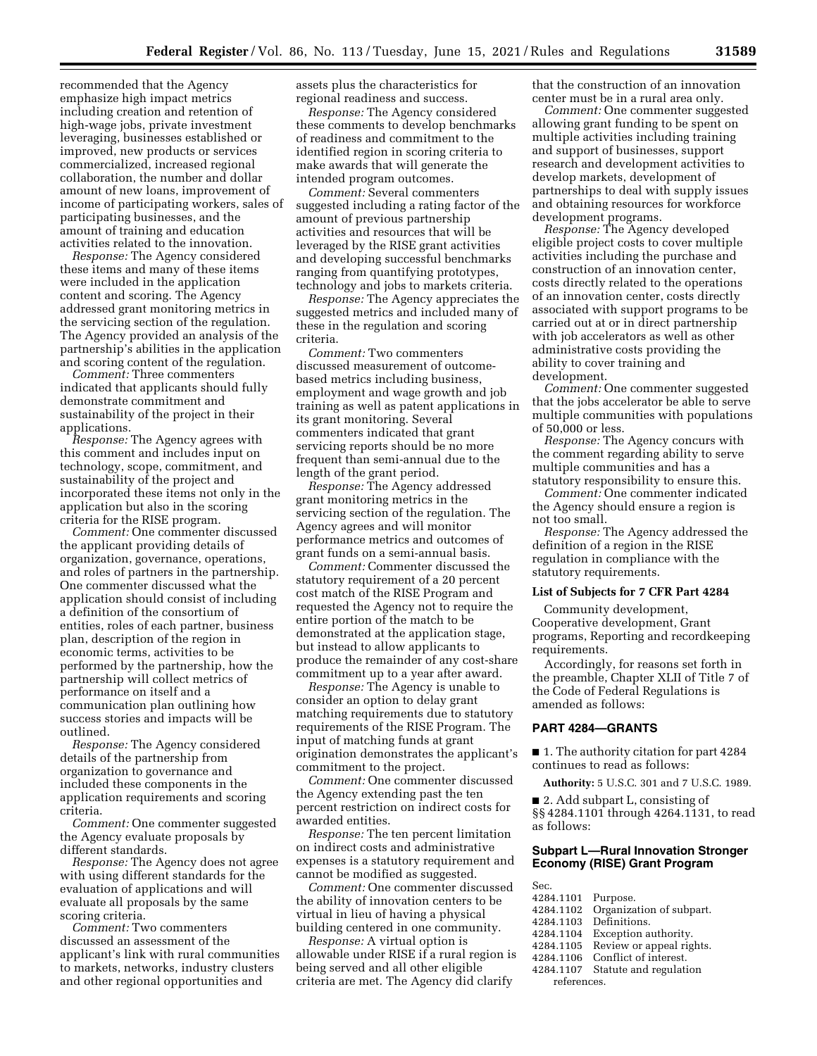recommended that the Agency emphasize high impact metrics including creation and retention of high-wage jobs, private investment leveraging, businesses established or improved, new products or services commercialized, increased regional collaboration, the number and dollar amount of new loans, improvement of income of participating workers, sales of participating businesses, and the amount of training and education activities related to the innovation.

*Response:* The Agency considered these items and many of these items were included in the application content and scoring. The Agency addressed grant monitoring metrics in the servicing section of the regulation. The Agency provided an analysis of the partnership's abilities in the application and scoring content of the regulation.

*Comment:* Three commenters indicated that applicants should fully demonstrate commitment and sustainability of the project in their applications.

*Response:* The Agency agrees with this comment and includes input on technology, scope, commitment, and sustainability of the project and incorporated these items not only in the application but also in the scoring criteria for the RISE program.

*Comment:* One commenter discussed the applicant providing details of organization, governance, operations, and roles of partners in the partnership. One commenter discussed what the application should consist of including a definition of the consortium of entities, roles of each partner, business plan, description of the region in economic terms, activities to be performed by the partnership, how the partnership will collect metrics of performance on itself and a communication plan outlining how success stories and impacts will be outlined.

*Response:* The Agency considered details of the partnership from organization to governance and included these components in the application requirements and scoring criteria.

*Comment:* One commenter suggested the Agency evaluate proposals by different standards.

*Response:* The Agency does not agree with using different standards for the evaluation of applications and will evaluate all proposals by the same scoring criteria.

*Comment:* Two commenters discussed an assessment of the applicant's link with rural communities to markets, networks, industry clusters and other regional opportunities and assets plus the characteristics for regional readiness and success.

*Response:* The Agency considered these comments to develop benchmarks of readiness and commitment to the identified region in scoring criteria to make awards that will generate the intended program outcomes.

*Comment:* Several commenters suggested including a rating factor of the amount of previous partnership activities and resources that will be leveraged by the RISE grant activities and developing successful benchmarks ranging from quantifying prototypes, technology and jobs to markets criteria.

*Response:* The Agency appreciates the suggested metrics and included many of these in the regulation and scoring criteria.

*Comment:* Two commenters discussed measurement of outcome-based metrics including business, employment and wage growth and job training as well as patent applications in its grant monitoring. Several commenters indicated that grant servicing reports should be no more frequent than semi-annual due to the length of the grant period.

*Response:* The Agency addressed grant monitoring metrics in the servicing section of the regulation. The Agency agrees and will monitor performance metrics and outcomes of grant funds on a semi-annual basis.

*Comment:* Commenter discussed the statutory requirement of a 20 percent cost match of the RISE Program and requested the Agency not to require the entire portion of the match to be demonstrated at the application stage, but instead to allow applicants to produce the remainder of any cost-share commitment up to a year after award.

*Response:* The Agency is unable to consider an option to delay grant matching requirements due to statutory requirements of the RISE Program. The input of matching funds at grant origination demonstrates the applicant's commitment to the project.

*Comment:* One commenter discussed the Agency extending past the ten percent restriction on indirect costs for awarded entities.

*Response:* The ten percent limitation on indirect costs and administrative expenses is a statutory requirement and cannot be modified as suggested.

*Comment:* One commenter discussed the ability of innovation centers to be virtual in lieu of having a physical building centered in one community.

*Response:* A virtual option is allowable under RISE if a rural region is being served and all other eligible criteria are met. The Agency did clarify that the construction of an innovation center must be in a rural area only.

*Comment:* One commenter suggested allowing grant funding to be spent on multiple activities including training and support of businesses, support research and development activities to develop markets, development of partnerships to deal with supply issues and obtaining resources for workforce development programs.

*Response:* The Agency developed eligible project costs to cover multiple activities including the purchase and construction of an innovation center, costs directly related to the operations of an innovation center, costs directly associated with support programs to be carried out at or in direct partnership with job accelerators as well as other administrative costs providing the ability to cover training and development.

*Comment:* One commenter suggested that the jobs accelerator be able to serve multiple communities with populations of 50,000 or less.

*Response:* The Agency concurs with the comment regarding ability to serve multiple communities and has a statutory responsibility to ensure this.

*Comment:* One commenter indicated the Agency should ensure a region is not too small.

*Response:* The Agency addressed the definition of a region in the RISE regulation in compliance with the statutory requirements.

**List of Subjects for 7 CFR Part 4284**

Community development, Cooperative development, Grant programs, Reporting and recordkeeping requirements.

Accordingly, for reasons set forth in the preamble, Chapter XLII of Title 7 of the Code of Federal Regulations is amended as follows:

## PART 4284—GRANTS

■ 1. The authority citation for part 4284 continues to read as follows:

**Authority:** 5 U.S.C. 301 and 7 U.S.C. 1989.

■ 2. Add subpart L, consisting of §§ 4284.1101 through 4264.1131, to read as follows:

### Subpart L—Rural Innovation Stronger Economy (RISE) Grant Program

Sec.
4284.1101 Purpose.
4284.1102 Organization of subpart.
4284.1103 Definitions.
4284.1104 Exception authority.
4284.1105 Review or appeal rights.
4284.1106 Conflict of interest.
4284.1107 Statute and regulation references.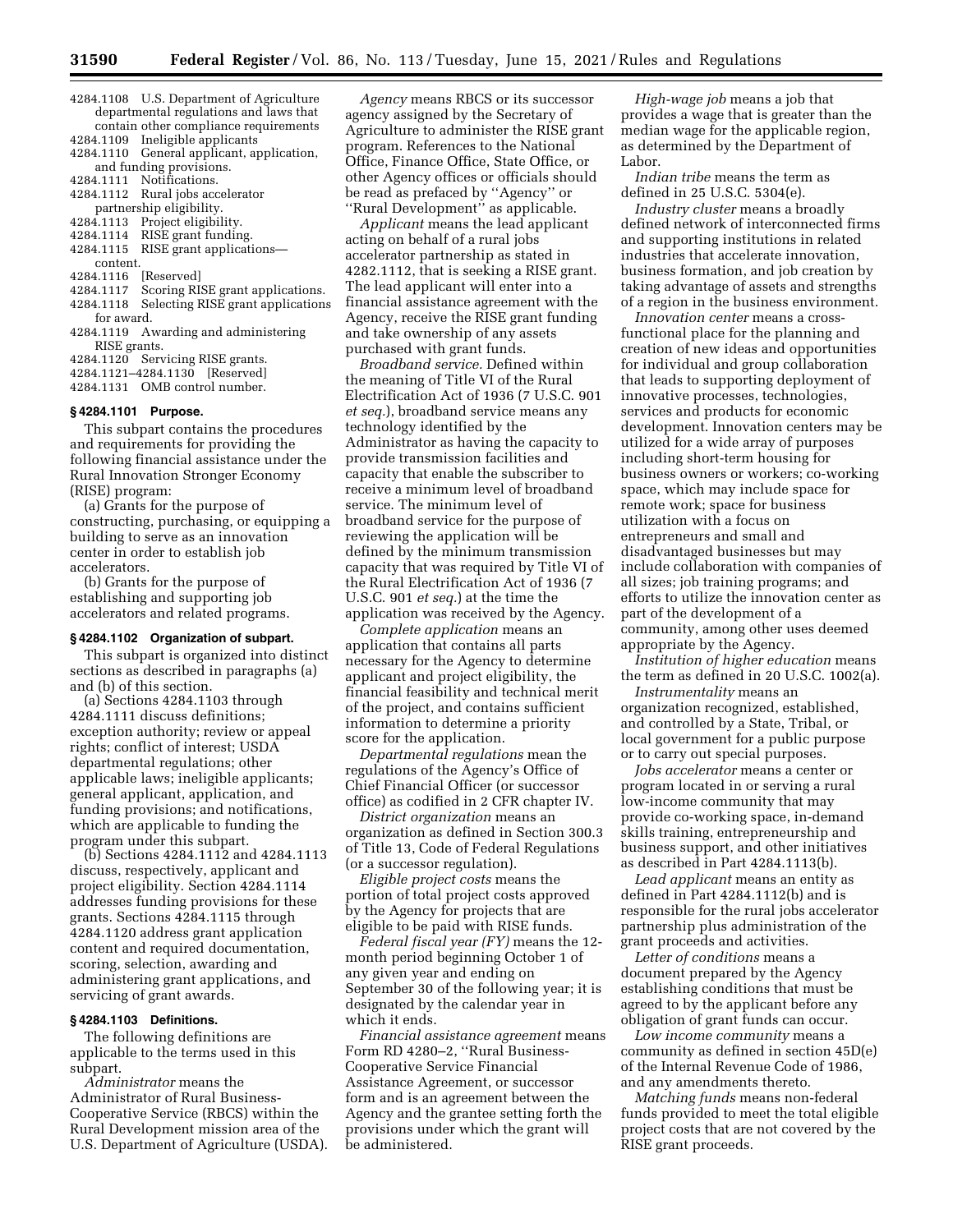4284.1108 U.S. Department of Agriculture departmental regulations and laws that contain other compliance requirements
4284.1109 Ineligible applicants
4284.1110 General applicant, application, and funding provisions.
4284.1111 Notifications.
4284.1112 Rural jobs accelerator partnership eligibility.
4284.1113 Project eligibility.
4284.1114 RISE grant funding.
4284.1115 RISE grant applications—content.
4284.1116 [Reserved]
4284.1117 Scoring RISE grant applications.
4284.1118 Selecting RISE grant applications for award.
4284.1119 Awarding and administering RISE grants.
4284.1120 Servicing RISE grants.
4284.1121–4284.1130 [Reserved]
4284.1131 OMB control number.

### § 4284.1101 Purpose.

This subpart contains the procedures and requirements for providing the following financial assistance under the Rural Innovation Stronger Economy (RISE) program:

(a) Grants for the purpose of constructing, purchasing, or equipping a building to serve as an innovation center in order to establish job accelerators.

(b) Grants for the purpose of establishing and supporting job accelerators and related programs.

### § 4284.1102 Organization of subpart.

This subpart is organized into distinct sections as described in paragraphs (a) and (b) of this section.

(a) Sections 4284.1103 through 4284.1111 discuss definitions; exception authority; review or appeal rights; conflict of interest; USDA departmental regulations; other applicable laws; ineligible applicants; general applicant, application, and funding provisions; and notifications, which are applicable to funding the program under this subpart.

(b) Sections 4284.1112 and 4284.1113 discuss, respectively, applicant and project eligibility. Section 4284.1114 addresses funding provisions for these grants. Sections 4284.1115 through 4284.1120 address grant application content and required documentation, scoring, selection, awarding and administering grant applications, and servicing of grant awards.

### § 4284.1103 Definitions.

The following definitions are applicable to the terms used in this subpart.

*Administrator* means the Administrator of Rural Business-Cooperative Service (RBCS) within the Rural Development mission area of the U.S. Department of Agriculture (USDA).

*Agency* means RBCS or its successor agency assigned by the Secretary of Agriculture to administer the RISE grant program. References to the National Office, Finance Office, State Office, or other Agency offices or officials should be read as prefaced by ''Agency'' or ''Rural Development'' as applicable.

*Applicant* means the lead applicant acting on behalf of a rural jobs accelerator partnership as stated in 4282.1112, that is seeking a RISE grant. The lead applicant will enter into a financial assistance agreement with the Agency, receive the RISE grant funding and take ownership of any assets purchased with grant funds.

*Broadband service.* Defined within the meaning of Title VI of the Rural Electrification Act of 1936 (7 U.S.C. 901 *et seq.*), broadband service means any technology identified by the Administrator as having the capacity to provide transmission facilities and capacity that enable the subscriber to receive a minimum level of broadband service. The minimum level of broadband service for the purpose of reviewing the application will be defined by the minimum transmission capacity that was required by Title VI of the Rural Electrification Act of 1936 (7 U.S.C. 901 *et seq.*) at the time the application was received by the Agency.

*Complete application* means an application that contains all parts necessary for the Agency to determine applicant and project eligibility, the financial feasibility and technical merit of the project, and contains sufficient information to determine a priority score for the application.

*Departmental regulations* mean the regulations of the Agency's Office of Chief Financial Officer (or successor office) as codified in 2 CFR chapter IV.

*District organization* means an organization as defined in Section 300.3 of Title 13, Code of Federal Regulations (or a successor regulation).

*Eligible project costs* means the portion of total project costs approved by the Agency for projects that are eligible to be paid with RISE funds.

*Federal fiscal year (FY)* means the 12-month period beginning October 1 of any given year and ending on September 30 of the following year; it is designated by the calendar year in which it ends.

*Financial assistance agreement* means Form RD 4280–2, ''Rural Business-Cooperative Service Financial Assistance Agreement, or successor form and is an agreement between the Agency and the grantee setting forth the provisions under which the grant will be administered.

*High-wage job* means a job that provides a wage that is greater than the median wage for the applicable region, as determined by the Department of Labor.

*Indian tribe* means the term as defined in 25 U.S.C. 5304(e).

*Industry cluster* means a broadly defined network of interconnected firms and supporting institutions in related industries that accelerate innovation, business formation, and job creation by taking advantage of assets and strengths of a region in the business environment.

*Innovation center* means a cross-functional place for the planning and creation of new ideas and opportunities for individual and group collaboration that leads to supporting deployment of innovative processes, technologies, services and products for economic development. Innovation centers may be utilized for a wide array of purposes including short-term housing for business owners or workers; co-working space, which may include space for remote work; space for business utilization with a focus on entrepreneurs and small and disadvantaged businesses but may include collaboration with companies of all sizes; job training programs; and efforts to utilize the innovation center as part of the development of a community, among other uses deemed appropriate by the Agency.

*Institution of higher education* means the term as defined in 20 U.S.C. 1002(a).

*Instrumentality* means an organization recognized, established, and controlled by a State, Tribal, or local government for a public purpose or to carry out special purposes.

*Jobs accelerator* means a center or program located in or serving a rural low-income community that may provide co-working space, in-demand skills training, entrepreneurship and business support, and other initiatives as described in Part 4284.1113(b).

*Lead applicant* means an entity as defined in Part 4284.1112(b) and is responsible for the rural jobs accelerator partnership plus administration of the grant proceeds and activities.

*Letter of conditions* means a document prepared by the Agency establishing conditions that must be agreed to by the applicant before any obligation of grant funds can occur.

*Low income community* means a community as defined in section 45D(e) of the Internal Revenue Code of 1986, and any amendments thereto.

*Matching funds* means non-federal funds provided to meet the total eligible project costs that are not covered by the RISE grant proceeds.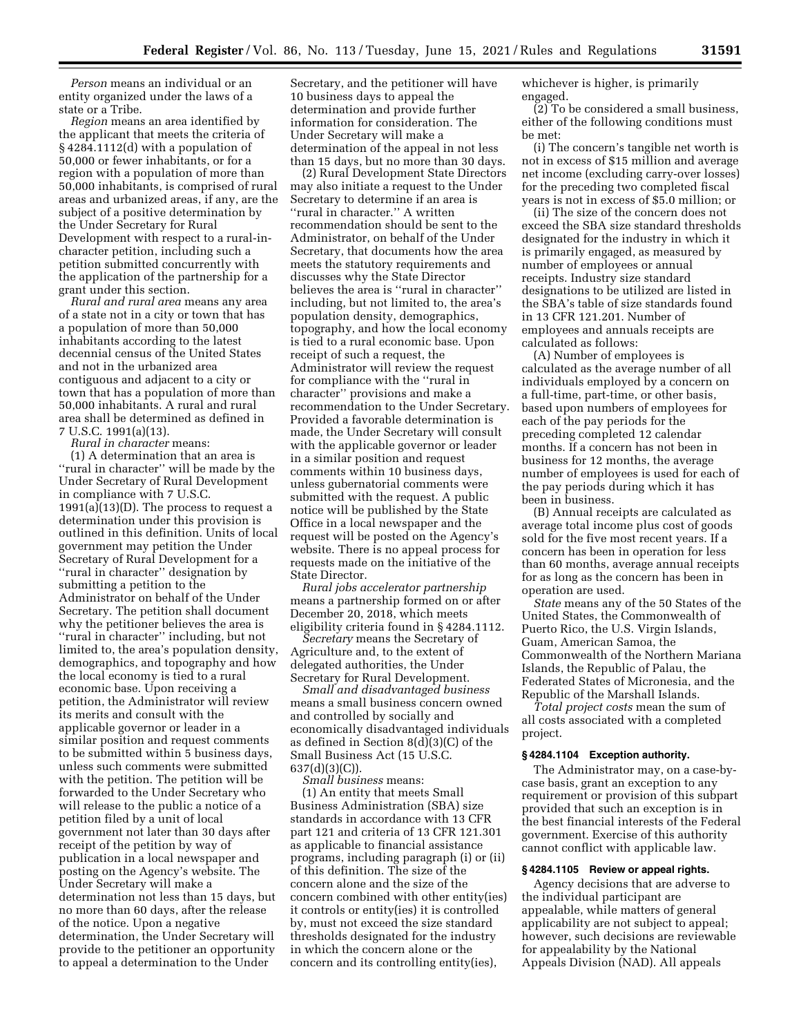*Person* means an individual or an entity organized under the laws of a state or a Tribe.

*Region* means an area identified by the applicant that meets the criteria of § 4284.1112(d) with a population of 50,000 or fewer inhabitants, or for a region with a population of more than 50,000 inhabitants, is comprised of rural areas and urbanized areas, if any, are the subject of a positive determination by the Under Secretary for Rural Development with respect to a rural-in-character petition, including such a petition submitted concurrently with the application of the partnership for a grant under this section.

*Rural and rural area* means any area of a state not in a city or town that has a population of more than 50,000 inhabitants according to the latest decennial census of the United States and not in the urbanized area contiguous and adjacent to a city or town that has a population of more than 50,000 inhabitants. A rural and rural area shall be determined as defined in 7 U.S.C. 1991(a)(13).

*Rural in character* means:

(1) A determination that an area is "rural in character" will be made by the Under Secretary of Rural Development in compliance with 7 U.S.C. 1991(a)(13)(D). The process to request a determination under this provision is outlined in this definition. Units of local government may petition the Under Secretary of Rural Development for a "rural in character" designation by submitting a petition to the Administrator on behalf of the Under Secretary. The petition shall document why the petitioner believes the area is "rural in character" including, but not limited to, the area's population density, demographics, and topography and how the local economy is tied to a rural economic base. Upon receiving a petition, the Administrator will review its merits and consult with the applicable governor or leader in a similar position and request comments to be submitted within 5 business days, unless such comments were submitted with the petition. The petition will be forwarded to the Under Secretary who will release to the public a notice of a petition filed by a unit of local government not later than 30 days after receipt of the petition by way of publication in a local newspaper and posting on the Agency's website. The Under Secretary will make a determination not less than 15 days, but no more than 60 days, after the release of the notice. Upon a negative determination, the Under Secretary will provide to the petitioner an opportunity to appeal a determination to the Under Secretary, and the petitioner will have 10 business days to appeal the determination and provide further information for consideration. The Under Secretary will make a determination of the appeal in not less than 15 days, but no more than 30 days.

(2) Rural Development State Directors may also initiate a request to the Under Secretary to determine if an area is "rural in character." A written recommendation should be sent to the Administrator, on behalf of the Under Secretary, that documents how the area meets the statutory requirements and discusses why the State Director believes the area is "rural in character" including, but not limited to, the area's population density, demographics, topography, and how the local economy is tied to a rural economic base. Upon receipt of such a request, the Administrator will review the request for compliance with the "rural in character" provisions and make a recommendation to the Under Secretary. Provided a favorable determination is made, the Under Secretary will consult with the applicable governor or leader in a similar position and request comments within 10 business days, unless gubernatorial comments were submitted with the request. A public notice will be published by the State Office in a local newspaper and the request will be posted on the Agency's website. There is no appeal process for requests made on the initiative of the State Director.

*Rural jobs accelerator partnership* means a partnership formed on or after December 20, 2018, which meets eligibility criteria found in § 4284.1112.

*Secretary* means the Secretary of Agriculture and, to the extent of delegated authorities, the Under Secretary for Rural Development.

*Small and disadvantaged business* means a small business concern owned and controlled by socially and economically disadvantaged individuals as defined in Section 8(d)(3)(C) of the Small Business Act (15 U.S.C. 637(d)(3)(C)).

*Small business* means:

(1) An entity that meets Small Business Administration (SBA) size standards in accordance with 13 CFR part 121 and criteria of 13 CFR 121.301 as applicable to financial assistance programs, including paragraph (i) or (ii) of this definition. The size of the concern alone and the size of the concern combined with other entity(ies) it controls or entity(ies) it is controlled by, must not exceed the size standard thresholds designated for the industry in which the concern alone or the concern and its controlling entity(ies), whichever is higher, is primarily engaged.

(2) To be considered a small business, either of the following conditions must be met:

(i) The concern's tangible net worth is not in excess of $15 million and average net income (excluding carry-over losses) for the preceding two completed fiscal years is not in excess of $5.0 million; or

(ii) The size of the concern does not exceed the SBA size standard thresholds designated for the industry in which it is primarily engaged, as measured by number of employees or annual receipts. Industry size standard designations to be utilized are listed in the SBA's table of size standards found in 13 CFR 121.201. Number of employees and annuals receipts are calculated as follows:

(A) Number of employees is calculated as the average number of all individuals employed by a concern on a full-time, part-time, or other basis, based upon numbers of employees for each of the pay periods for the preceding completed 12 calendar months. If a concern has not been in business for 12 months, the average number of employees is used for each of the pay periods during which it has been in business.

(B) Annual receipts are calculated as average total income plus cost of goods sold for the five most recent years. If a concern has been in operation for less than 60 months, average annual receipts for as long as the concern has been in operation are used.

*State* means any of the 50 States of the United States, the Commonwealth of Puerto Rico, the U.S. Virgin Islands, Guam, American Samoa, the Commonwealth of the Northern Mariana Islands, the Republic of Palau, the Federated States of Micronesia, and the Republic of the Marshall Islands.

*Total project costs* mean the sum of all costs associated with a completed project.

### § 4284.1104 Exception authority.

The Administrator may, on a case-by-case basis, grant an exception to any requirement or provision of this subpart provided that such an exception is in the best financial interests of the Federal government. Exercise of this authority cannot conflict with applicable law.

### § 4284.1105 Review or appeal rights.

Agency decisions that are adverse to the individual participant are appealable, while matters of general applicability are not subject to appeal; however, such decisions are reviewable for appealability by the National Appeals Division (NAD). All appeals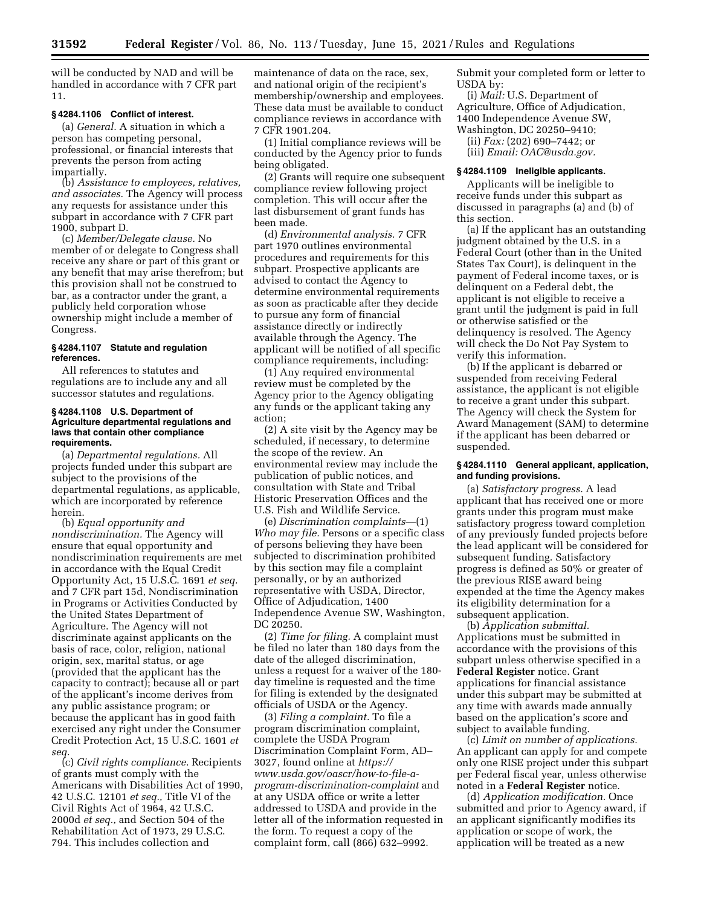will be conducted by NAD and will be handled in accordance with 7 CFR part 11.

### § 4284.1106 Conflict of interest.

(a) *General.* A situation in which a person has competing personal, professional, or financial interests that prevents the person from acting impartially.

(b) *Assistance to employees, relatives, and associates.* The Agency will process any requests for assistance under this subpart in accordance with 7 CFR part 1900, subpart D.

(c) *Member/Delegate clause.* No member of or delegate to Congress shall receive any share or part of this grant or any benefit that may arise therefrom; but this provision shall not be construed to bar, as a contractor under the grant, a publicly held corporation whose ownership might include a member of Congress.

### § 4284.1107 Statute and regulation references.

All references to statutes and regulations are to include any and all successor statutes and regulations.

### § 4284.1108 U.S. Department of Agriculture departmental regulations and laws that contain other compliance requirements.

(a) *Departmental regulations.* All projects funded under this subpart are subject to the provisions of the departmental regulations, as applicable, which are incorporated by reference herein.

(b) *Equal opportunity and nondiscrimination.* The Agency will ensure that equal opportunity and nondiscrimination requirements are met in accordance with the Equal Credit Opportunity Act, 15 U.S.C. 1691 *et seq.* and 7 CFR part 15d, Nondiscrimination in Programs or Activities Conducted by the United States Department of Agriculture. The Agency will not discriminate against applicants on the basis of race, color, religion, national origin, sex, marital status, or age (provided that the applicant has the capacity to contract); because all or part of the applicant's income derives from any public assistance program; or because the applicant has in good faith exercised any right under the Consumer Credit Protection Act, 15 U.S.C. 1601 *et seq.*

(c) *Civil rights compliance.* Recipients of grants must comply with the Americans with Disabilities Act of 1990, 42 U.S.C. 12101 *et seq.,* Title VI of the Civil Rights Act of 1964, 42 U.S.C. 2000d *et seq.,* and Section 504 of the Rehabilitation Act of 1973, 29 U.S.C. 794. This includes collection and maintenance of data on the race, sex, and national origin of the recipient's membership/ownership and employees. These data must be available to conduct compliance reviews in accordance with 7 CFR 1901.204.

(1) Initial compliance reviews will be conducted by the Agency prior to funds being obligated.

(2) Grants will require one subsequent compliance review following project completion. This will occur after the last disbursement of grant funds has been made.

(d) *Environmental analysis.* 7 CFR part 1970 outlines environmental procedures and requirements for this subpart. Prospective applicants are advised to contact the Agency to determine environmental requirements as soon as practicable after they decide to pursue any form of financial assistance directly or indirectly available through the Agency. The applicant will be notified of all specific compliance requirements, including:

(1) Any required environmental review must be completed by the Agency prior to the Agency obligating any funds or the applicant taking any action;

(2) A site visit by the Agency may be scheduled, if necessary, to determine the scope of the review. An environmental review may include the publication of public notices, and consultation with State and Tribal Historic Preservation Offices and the U.S. Fish and Wildlife Service.

(e) *Discrimination complaints*—(1) *Who may file.* Persons or a specific class of persons believing they have been subjected to discrimination prohibited by this section may file a complaint personally, or by an authorized representative with USDA, Director, Office of Adjudication, 1400 Independence Avenue SW, Washington, DC 20250.

(2) *Time for filing.* A complaint must be filed no later than 180 days from the date of the alleged discrimination, unless a request for a waiver of the 180-day timeline is requested and the time for filing is extended by the designated officials of USDA or the Agency.

(3) *Filing a complaint.* To file a program discrimination complaint, complete the USDA Program Discrimination Complaint Form, AD–3027, found online at *https://www.usda.gov/oascr/how-to-file-a-program-discrimination-complaint* and at any USDA office or write a letter addressed to USDA and provide in the letter all of the information requested in the form. To request a copy of the complaint form, call (866) 632–9992. Submit your completed form or letter to USDA by:

(i) *Mail:* U.S. Department of Agriculture, Office of Adjudication, 1400 Independence Avenue SW, Washington, DC 20250–9410;

(ii) *Fax:* (202) 690–7442; or

(iii) *Email: OAC@usda.gov.*

### § 4284.1109 Ineligible applicants.

Applicants will be ineligible to receive funds under this subpart as discussed in paragraphs (a) and (b) of this section.

(a) If the applicant has an outstanding judgment obtained by the U.S. in a Federal Court (other than in the United States Tax Court), is delinquent in the payment of Federal income taxes, or is delinquent on a Federal debt, the applicant is not eligible to receive a grant until the judgment is paid in full or otherwise satisfied or the delinquency is resolved. The Agency will check the Do Not Pay System to verify this information.

(b) If the applicant is debarred or suspended from receiving Federal assistance, the applicant is not eligible to receive a grant under this subpart. The Agency will check the System for Award Management (SAM) to determine if the applicant has been debarred or suspended.

### § 4284.1110 General applicant, application, and funding provisions.

(a) *Satisfactory progress.* A lead applicant that has received one or more grants under this program must make satisfactory progress toward completion of any previously funded projects before the lead applicant will be considered for subsequent funding. Satisfactory progress is defined as 50% or greater of the previous RISE award being expended at the time the Agency makes its eligibility determination for a subsequent application.

(b) *Application submittal.* Applications must be submitted in accordance with the provisions of this subpart unless otherwise specified in a **Federal Register** notice. Grant applications for financial assistance under this subpart may be submitted at any time with awards made annually based on the application's score and subject to available funding.

(c) *Limit on number of applications.* An applicant can apply for and compete only one RISE project under this subpart per Federal fiscal year, unless otherwise noted in a **Federal Register** notice.

(d) *Application modification.* Once submitted and prior to Agency award, if an applicant significantly modifies its application or scope of work, the application will be treated as a new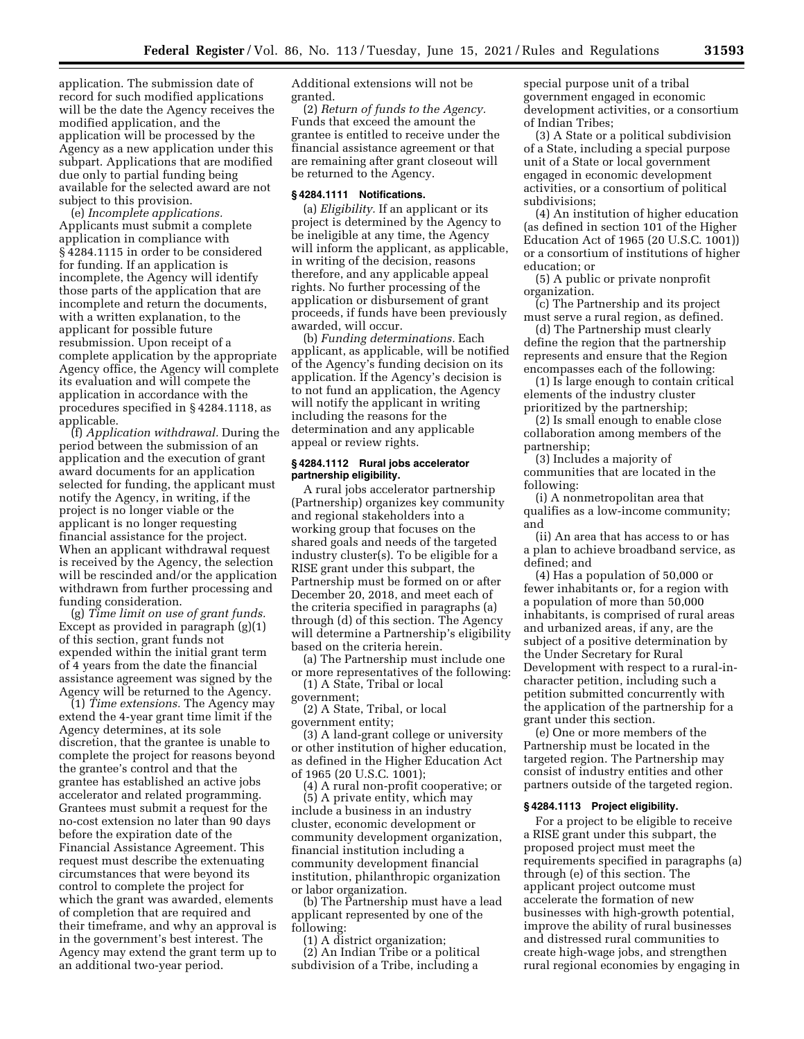application. The submission date of record for such modified applications will be the date the Agency receives the modified application, and the application will be processed by the Agency as a new application under this subpart. Applications that are modified due only to partial funding being available for the selected award are not subject to this provision.

(e) *Incomplete applications.* Applicants must submit a complete application in compliance with § 4284.1115 in order to be considered for funding. If an application is incomplete, the Agency will identify those parts of the application that are incomplete and return the documents, with a written explanation, to the applicant for possible future resubmission. Upon receipt of a complete application by the appropriate Agency office, the Agency will complete its evaluation and will compete the application in accordance with the procedures specified in § 4284.1118, as applicable.

(f) *Application withdrawal.* During the period between the submission of an application and the execution of grant award documents for an application selected for funding, the applicant must notify the Agency, in writing, if the project is no longer viable or the applicant is no longer requesting financial assistance for the project. When an applicant withdrawal request is received by the Agency, the selection will be rescinded and/or the application withdrawn from further processing and funding consideration.

(g) *Time limit on use of grant funds.* Except as provided in paragraph (g)(1) of this section, grant funds not expended within the initial grant term of 4 years from the date the financial assistance agreement was signed by the Agency will be returned to the Agency.

(1) *Time extensions.* The Agency may extend the 4-year grant time limit if the Agency determines, at its sole discretion, that the grantee is unable to complete the project for reasons beyond the grantee's control and that the grantee has established an active jobs accelerator and related programming. Grantees must submit a request for the no-cost extension no later than 90 days before the expiration date of the Financial Assistance Agreement. This request must describe the extenuating circumstances that were beyond its control to complete the project for which the grant was awarded, elements of completion that are required and their timeframe, and why an approval is in the government's best interest. The Agency may extend the grant term up to an additional two-year period. Additional extensions will not be granted.

(2) *Return of funds to the Agency.* Funds that exceed the amount the grantee is entitled to receive under the financial assistance agreement or that are remaining after grant closeout will be returned to the Agency.

### § 4284.1111 Notifications.

(a) *Eligibility.* If an applicant or its project is determined by the Agency to be ineligible at any time, the Agency will inform the applicant, as applicable, in writing of the decision, reasons therefore, and any applicable appeal rights. No further processing of the application or disbursement of grant proceeds, if funds have been previously awarded, will occur.

(b) *Funding determinations.* Each applicant, as applicable, will be notified of the Agency's funding decision on its application. If the Agency's decision is to not fund an application, the Agency will notify the applicant in writing including the reasons for the determination and any applicable appeal or review rights.

### § 4284.1112 Rural jobs accelerator partnership eligibility.

A rural jobs accelerator partnership (Partnership) organizes key community and regional stakeholders into a working group that focuses on the shared goals and needs of the targeted industry cluster(s). To be eligible for a RISE grant under this subpart, the Partnership must be formed on or after December 20, 2018, and meet each of the criteria specified in paragraphs (a) through (d) of this section. The Agency will determine a Partnership's eligibility based on the criteria herein.

(a) The Partnership must include one or more representatives of the following:

(1) A State, Tribal or local government;

(2) A State, Tribal, or local government entity;

(3) A land-grant college or university or other institution of higher education, as defined in the Higher Education Act of 1965 (20 U.S.C. 1001);

(4) A rural non-profit cooperative; or

(5) A private entity, which may include a business in an industry cluster, economic development or community development organization, financial institution including a community development financial institution, philanthropic organization or labor organization.

(b) The Partnership must have a lead applicant represented by one of the following:

(1) A district organization;

(2) An Indian Tribe or a political subdivision of a Tribe, including a special purpose unit of a tribal government engaged in economic development activities, or a consortium of Indian Tribes;

(3) A State or a political subdivision of a State, including a special purpose unit of a State or local government engaged in economic development activities, or a consortium of political subdivisions;

(4) An institution of higher education (as defined in section 101 of the Higher Education Act of 1965 (20 U.S.C. 1001)) or a consortium of institutions of higher education; or

(5) A public or private nonprofit organization.

(c) The Partnership and its project must serve a rural region, as defined.

(d) The Partnership must clearly define the region that the partnership represents and ensure that the Region encompasses each of the following:

(1) Is large enough to contain critical elements of the industry cluster prioritized by the partnership;

(2) Is small enough to enable close collaboration among members of the partnership;

(3) Includes a majority of communities that are located in the following:

(i) A nonmetropolitan area that qualifies as a low-income community; and

(ii) An area that has access to or has a plan to achieve broadband service, as defined; and

(4) Has a population of 50,000 or fewer inhabitants or, for a region with a population of more than 50,000 inhabitants, is comprised of rural areas and urbanized areas, if any, are the subject of a positive determination by the Under Secretary for Rural Development with respect to a rural-in-character petition, including such a petition submitted concurrently with the application of the partnership for a grant under this section.

(e) One or more members of the Partnership must be located in the targeted region. The Partnership may consist of industry entities and other partners outside of the targeted region.

### § 4284.1113 Project eligibility.

For a project to be eligible to receive a RISE grant under this subpart, the proposed project must meet the requirements specified in paragraphs (a) through (e) of this section. The applicant project outcome must accelerate the formation of new businesses with high-growth potential, improve the ability of rural businesses and distressed rural communities to create high-wage jobs, and strengthen rural regional economies by engaging in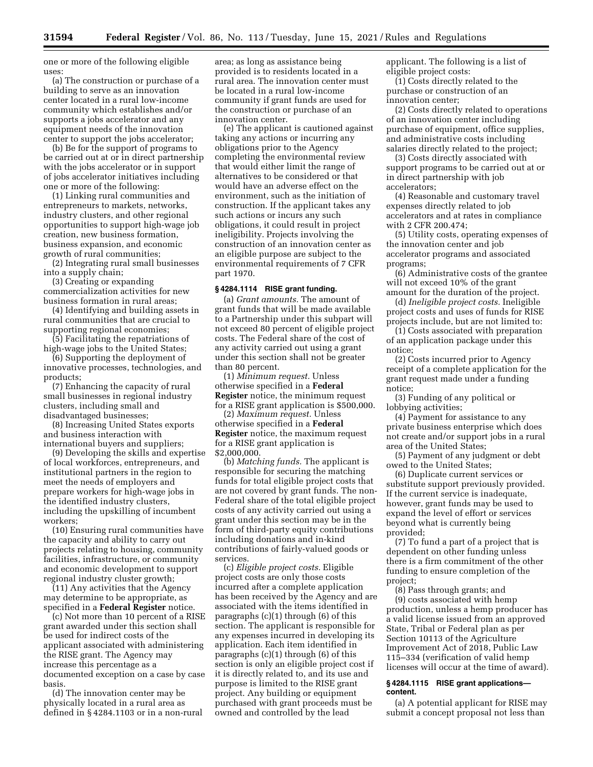one or more of the following eligible uses:

(a) The construction or purchase of a building to serve as an innovation center located in a rural low-income community which establishes and/or supports a jobs accelerator and any equipment needs of the innovation center to support the jobs accelerator;

(b) Be for the support of programs to be carried out at or in direct partnership with the jobs accelerator or in support of jobs accelerator initiatives including one or more of the following:

(1) Linking rural communities and entrepreneurs to markets, networks, industry clusters, and other regional opportunities to support high-wage job creation, new business formation, business expansion, and economic growth of rural communities;

(2) Integrating rural small businesses into a supply chain;

(3) Creating or expanding commercialization activities for new business formation in rural areas;

(4) Identifying and building assets in rural communities that are crucial to supporting regional economies;

(5) Facilitating the repatriations of high-wage jobs to the United States;

(6) Supporting the deployment of innovative processes, technologies, and products;

(7) Enhancing the capacity of rural small businesses in regional industry clusters, including small and disadvantaged businesses;

(8) Increasing United States exports and business interaction with international buyers and suppliers;

(9) Developing the skills and expertise of local workforces, entrepreneurs, and institutional partners in the region to meet the needs of employers and prepare workers for high-wage jobs in the identified industry clusters, including the upskilling of incumbent workers;

(10) Ensuring rural communities have the capacity and ability to carry out projects relating to housing, community facilities, infrastructure, or community and economic development to support regional industry cluster growth;

(11) Any activities that the Agency may determine to be appropriate, as specified in a **Federal Register** notice.

(c) Not more than 10 percent of a RISE grant awarded under this section shall be used for indirect costs of the applicant associated with administering the RISE grant. The Agency may increase this percentage as a documented exception on a case by case basis.

(d) The innovation center may be physically located in a rural area as defined in § 4284.1103 or in a non-rural area; as long as assistance being provided is to residents located in a rural area. The innovation center must be located in a rural low-income community if grant funds are used for the construction or purchase of an innovation center.

(e) The applicant is cautioned against taking any actions or incurring any obligations prior to the Agency completing the environmental review that would either limit the range of alternatives to be considered or that would have an adverse effect on the environment, such as the initiation of construction. If the applicant takes any such actions or incurs any such obligations, it could result in project ineligibility. Projects involving the construction of an innovation center as an eligible purpose are subject to the environmental requirements of 7 CFR part 1970.

### § 4284.1114 RISE grant funding.

(a) *Grant amounts.* The amount of grant funds that will be made available to a Partnership under this subpart will not exceed 80 percent of eligible project costs. The Federal share of the cost of any activity carried out using a grant under this section shall not be greater than 80 percent.

(1) *Minimum request.* Unless otherwise specified in a **Federal Register** notice, the minimum request for a RISE grant application is $500,000.

(2) *Maximum request.* Unless otherwise specified in a **Federal Register** notice, the maximum request for a RISE grant application is $2,000,000.

(b) *Matching funds.* The applicant is responsible for securing the matching funds for total eligible project costs that are not covered by grant funds. The non-Federal share of the total eligible project costs of any activity carried out using a grant under this section may be in the form of third-party equity contributions including donations and in-kind contributions of fairly-valued goods or services.

(c) *Eligible project costs.* Eligible project costs are only those costs incurred after a complete application has been received by the Agency and are associated with the items identified in paragraphs (c)(1) through (6) of this section. The applicant is responsible for any expenses incurred in developing its application. Each item identified in paragraphs (c)(1) through (6) of this section is only an eligible project cost if it is directly related to, and its use and purpose is limited to the RISE grant project. Any building or equipment purchased with grant proceeds must be owned and controlled by the lead applicant. The following is a list of eligible project costs:

(1) Costs directly related to the purchase or construction of an innovation center;

(2) Costs directly related to operations of an innovation center including purchase of equipment, office supplies, and administrative costs including salaries directly related to the project;

(3) Costs directly associated with support programs to be carried out at or in direct partnership with job accelerators;

(4) Reasonable and customary travel expenses directly related to job accelerators and at rates in compliance with 2 CFR 200.474;

(5) Utility costs, operating expenses of the innovation center and job accelerator programs and associated programs;

(6) Administrative costs of the grantee will not exceed 10% of the grant amount for the duration of the project.

(d) *Ineligible project costs.* Ineligible project costs and uses of funds for RISE projects include, but are not limited to:

(1) Costs associated with preparation of an application package under this notice;

(2) Costs incurred prior to Agency receipt of a complete application for the grant request made under a funding notice;

(3) Funding of any political or lobbying activities;

(4) Payment for assistance to any private business enterprise which does not create and/or support jobs in a rural area of the United States;

(5) Payment of any judgment or debt owed to the United States;

(6) Duplicate current services or substitute support previously provided. If the current service is inadequate, however, grant funds may be used to expand the level of effort or services beyond what is currently being provided;

(7) To fund a part of a project that is dependent on other funding unless there is a firm commitment of the other funding to ensure completion of the project;

(8) Pass through grants; and

(9) costs associated with hemp production, unless a hemp producer has a valid license issued from an approved State, Tribal or Federal plan as per Section 10113 of the Agriculture Improvement Act of 2018, Public Law 115–334 (verification of valid hemp licenses will occur at the time of award).

### § 4284.1115 RISE grant applications—content.

(a) A potential applicant for RISE may submit a concept proposal not less than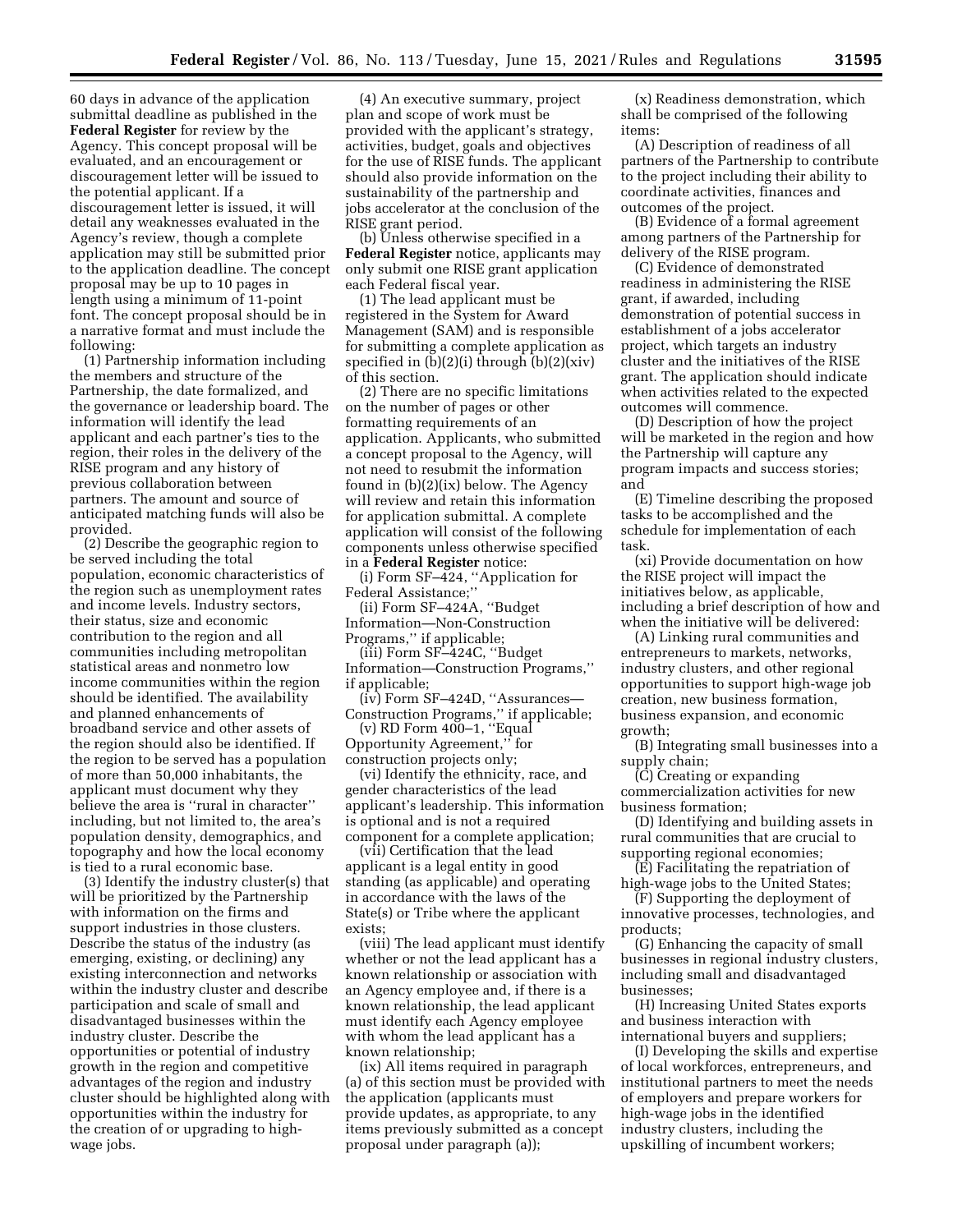60 days in advance of the application submittal deadline as published in the **Federal Register** for review by the Agency. This concept proposal will be evaluated, and an encouragement or discouragement letter will be issued to the potential applicant. If a discouragement letter is issued, it will detail any weaknesses evaluated in the Agency's review, though a complete application may still be submitted prior to the application deadline. The concept proposal may be up to 10 pages in length using a minimum of 11-point font. The concept proposal should be in a narrative format and must include the following:

(1) Partnership information including the members and structure of the Partnership, the date formalized, and the governance or leadership board. The information will identify the lead applicant and each partner's ties to the region, their roles in the delivery of the RISE program and any history of previous collaboration between partners. The amount and source of anticipated matching funds will also be provided.

(2) Describe the geographic region to be served including the total population, economic characteristics of the region such as unemployment rates and income levels. Industry sectors, their status, size and economic contribution to the region and all communities including metropolitan statistical areas and nonmetro low income communities within the region should be identified. The availability and planned enhancements of broadband service and other assets of the region should also be identified. If the region to be served has a population of more than 50,000 inhabitants, the applicant must document why they believe the area is ''rural in character'' including, but not limited to, the area's population density, demographics, and topography and how the local economy is tied to a rural economic base.

(3) Identify the industry cluster(s) that will be prioritized by the Partnership with information on the firms and support industries in those clusters. Describe the status of the industry (as emerging, existing, or declining) any existing interconnection and networks within the industry cluster and describe participation and scale of small and disadvantaged businesses within the industry cluster. Describe the opportunities or potential of industry growth in the region and competitive advantages of the region and industry cluster should be highlighted along with opportunities within the industry for the creation of or upgrading to high-wage jobs.

(4) An executive summary, project plan and scope of work must be provided with the applicant's strategy, activities, budget, goals and objectives for the use of RISE funds. The applicant should also provide information on the sustainability of the partnership and jobs accelerator at the conclusion of the RISE grant period.

(b) Unless otherwise specified in a **Federal Register** notice, applicants may only submit one RISE grant application each Federal fiscal year.

(1) The lead applicant must be registered in the System for Award Management (SAM) and is responsible for submitting a complete application as specified in (b)(2)(i) through (b)(2)(xiv) of this section.

(2) There are no specific limitations on the number of pages or other formatting requirements of an application. Applicants, who submitted a concept proposal to the Agency, will not need to resubmit the information found in (b)(2)(ix) below. The Agency will review and retain this information for application submittal. A complete application will consist of the following components unless otherwise specified in a **Federal Register** notice:

(i) Form SF–424, ''Application for Federal Assistance;''

(ii) Form SF–424A, ''Budget Information—Non-Construction Programs,'' if applicable;

(iii) Form SF–424C, ''Budget Information—Construction Programs,'' if applicable;

(iv) Form SF–424D, ''Assurances—Construction Programs,'' if applicable;

(v) RD Form 400–1, ''Equal Opportunity Agreement,'' for construction projects only;

(vi) Identify the ethnicity, race, and gender characteristics of the lead applicant's leadership. This information is optional and is not a required component for a complete application;

(vii) Certification that the lead applicant is a legal entity in good standing (as applicable) and operating in accordance with the laws of the State(s) or Tribe where the applicant exists;

(viii) The lead applicant must identify whether or not the lead applicant has a known relationship or association with an Agency employee and, if there is a known relationship, the lead applicant must identify each Agency employee with whom the lead applicant has a known relationship;

(ix) All items required in paragraph (a) of this section must be provided with the application (applicants must provide updates, as appropriate, to any items previously submitted as a concept proposal under paragraph (a));

(x) Readiness demonstration, which shall be comprised of the following items:

(A) Description of readiness of all partners of the Partnership to contribute to the project including their ability to coordinate activities, finances and outcomes of the project.

(B) Evidence of a formal agreement among partners of the Partnership for delivery of the RISE program.

(C) Evidence of demonstrated readiness in administering the RISE grant, if awarded, including demonstration of potential success in establishment of a jobs accelerator project, which targets an industry cluster and the initiatives of the RISE grant. The application should indicate when activities related to the expected outcomes will commence.

(D) Description of how the project will be marketed in the region and how the Partnership will capture any program impacts and success stories; and

(E) Timeline describing the proposed tasks to be accomplished and the schedule for implementation of each task.

(xi) Provide documentation on how the RISE project will impact the initiatives below, as applicable, including a brief description of how and when the initiative will be delivered:

(A) Linking rural communities and entrepreneurs to markets, networks, industry clusters, and other regional opportunities to support high-wage job creation, new business formation, business expansion, and economic growth;

(B) Integrating small businesses into a supply chain;

(C) Creating or expanding commercialization activities for new business formation;

(D) Identifying and building assets in rural communities that are crucial to supporting regional economies;

(E) Facilitating the repatriation of high-wage jobs to the United States;

(F) Supporting the deployment of innovative processes, technologies, and products;

(G) Enhancing the capacity of small businesses in regional industry clusters, including small and disadvantaged businesses;

(H) Increasing United States exports and business interaction with international buyers and suppliers;

(I) Developing the skills and expertise of local workforces, entrepreneurs, and institutional partners to meet the needs of employers and prepare workers for high-wage jobs in the identified industry clusters, including the upskilling of incumbent workers;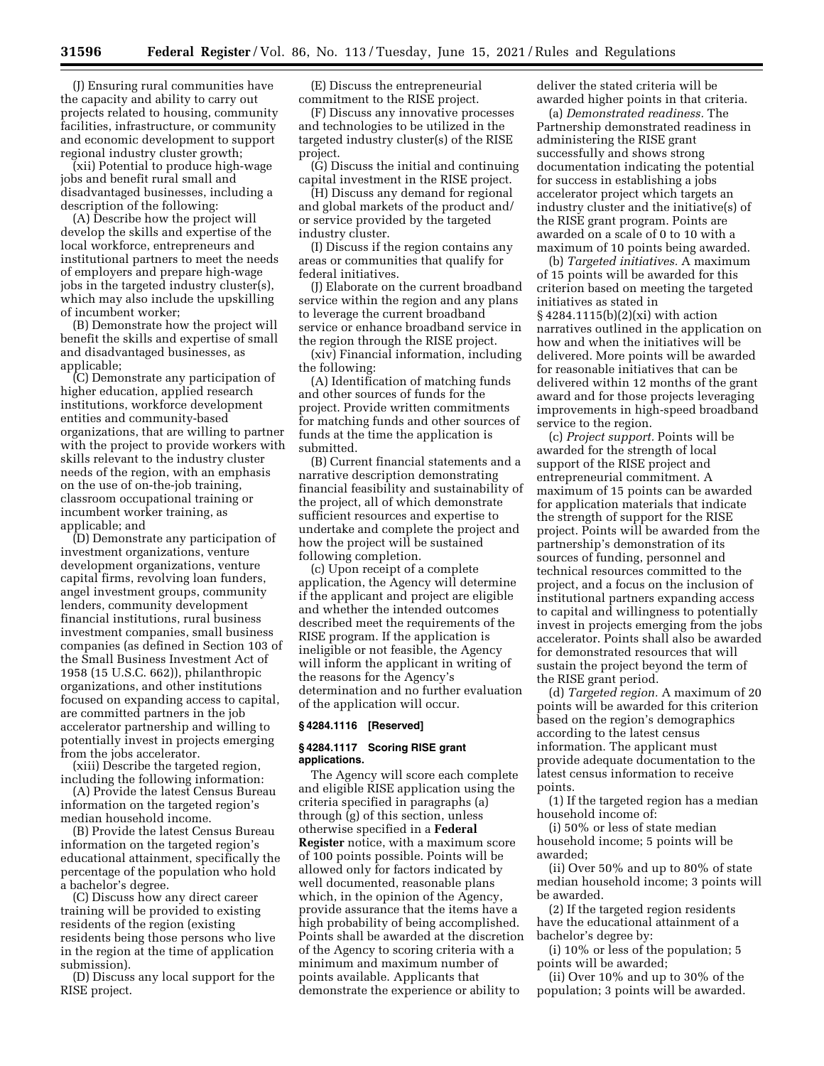(J) Ensuring rural communities have the capacity and ability to carry out projects related to housing, community facilities, infrastructure, or community and economic development to support regional industry cluster growth;

(xii) Potential to produce high-wage jobs and benefit rural small and disadvantaged businesses, including a description of the following:

(A) Describe how the project will develop the skills and expertise of the local workforce, entrepreneurs and institutional partners to meet the needs of employers and prepare high-wage jobs in the targeted industry cluster(s), which may also include the upskilling of incumbent worker;

(B) Demonstrate how the project will benefit the skills and expertise of small and disadvantaged businesses, as applicable;

(C) Demonstrate any participation of higher education, applied research institutions, workforce development entities and community-based organizations, that are willing to partner with the project to provide workers with skills relevant to the industry cluster needs of the region, with an emphasis on the use of on-the-job training, classroom occupational training or incumbent worker training, as applicable; and

(D) Demonstrate any participation of investment organizations, venture development organizations, venture capital firms, revolving loan funders, angel investment groups, community lenders, community development financial institutions, rural business investment companies, small business companies (as defined in Section 103 of the Small Business Investment Act of 1958 (15 U.S.C. 662)), philanthropic organizations, and other institutions focused on expanding access to capital, are committed partners in the job accelerator partnership and willing to potentially invest in projects emerging from the jobs accelerator.

(xiii) Describe the targeted region, including the following information:

(A) Provide the latest Census Bureau information on the targeted region's median household income.

(B) Provide the latest Census Bureau information on the targeted region's educational attainment, specifically the percentage of the population who hold a bachelor's degree.

(C) Discuss how any direct career training will be provided to existing residents of the region (existing residents being those persons who live in the region at the time of application submission).

(D) Discuss any local support for the RISE project.

(E) Discuss the entrepreneurial commitment to the RISE project.

(F) Discuss any innovative processes and technologies to be utilized in the targeted industry cluster(s) of the RISE project.

(G) Discuss the initial and continuing capital investment in the RISE project.

(H) Discuss any demand for regional and global markets of the product and/or service provided by the targeted industry cluster.

(I) Discuss if the region contains any areas or communities that qualify for federal initiatives.

(J) Elaborate on the current broadband service within the region and any plans to leverage the current broadband service or enhance broadband service in the region through the RISE project.

(xiv) Financial information, including the following:

(A) Identification of matching funds and other sources of funds for the project. Provide written commitments for matching funds and other sources of funds at the time the application is submitted.

(B) Current financial statements and a narrative description demonstrating financial feasibility and sustainability of the project, all of which demonstrate sufficient resources and expertise to undertake and complete the project and how the project will be sustained following completion.

(c) Upon receipt of a complete application, the Agency will determine if the applicant and project are eligible and whether the intended outcomes described meet the requirements of the RISE program. If the application is ineligible or not feasible, the Agency will inform the applicant in writing of the reasons for the Agency's determination and no further evaluation of the application will occur.

### § 4284.1116 [Reserved]

### § 4284.1117 Scoring RISE grant applications.

The Agency will score each complete and eligible RISE application using the criteria specified in paragraphs (a) through (g) of this section, unless otherwise specified in a **Federal Register** notice, with a maximum score of 100 points possible. Points will be allowed only for factors indicated by well documented, reasonable plans which, in the opinion of the Agency, provide assurance that the items have a high probability of being accomplished. Points shall be awarded at the discretion of the Agency to scoring criteria with a minimum and maximum number of points available. Applicants that demonstrate the experience or ability to deliver the stated criteria will be awarded higher points in that criteria.

(a) *Demonstrated readiness.* The Partnership demonstrated readiness in administering the RISE grant successfully and shows strong documentation indicating the potential for success in establishing a jobs accelerator project which targets an industry cluster and the initiative(s) of the RISE grant program. Points are awarded on a scale of 0 to 10 with a maximum of 10 points being awarded.

(b) *Targeted initiatives.* A maximum of 15 points will be awarded for this criterion based on meeting the targeted initiatives as stated in § 4284.1115(b)(2)(xi) with action narratives outlined in the application on how and when the initiatives will be delivered. More points will be awarded for reasonable initiatives that can be delivered within 12 months of the grant award and for those projects leveraging improvements in high-speed broadband service to the region.

(c) *Project support.* Points will be awarded for the strength of local support of the RISE project and entrepreneurial commitment. A maximum of 15 points can be awarded for application materials that indicate the strength of support for the RISE project. Points will be awarded from the partnership's demonstration of its sources of funding, personnel and technical resources committed to the project, and a focus on the inclusion of institutional partners expanding access to capital and willingness to potentially invest in projects emerging from the jobs accelerator. Points shall also be awarded for demonstrated resources that will sustain the project beyond the term of the RISE grant period.

(d) *Targeted region.* A maximum of 20 points will be awarded for this criterion based on the region's demographics according to the latest census information. The applicant must provide adequate documentation to the latest census information to receive points.

(1) If the targeted region has a median household income of:

(i) 50% or less of state median household income; 5 points will be awarded;

(ii) Over 50% and up to 80% of state median household income; 3 points will be awarded.

(2) If the targeted region residents have the educational attainment of a bachelor's degree by:

(i) 10% or less of the population; 5 points will be awarded;

(ii) Over 10% and up to 30% of the population; 3 points will be awarded.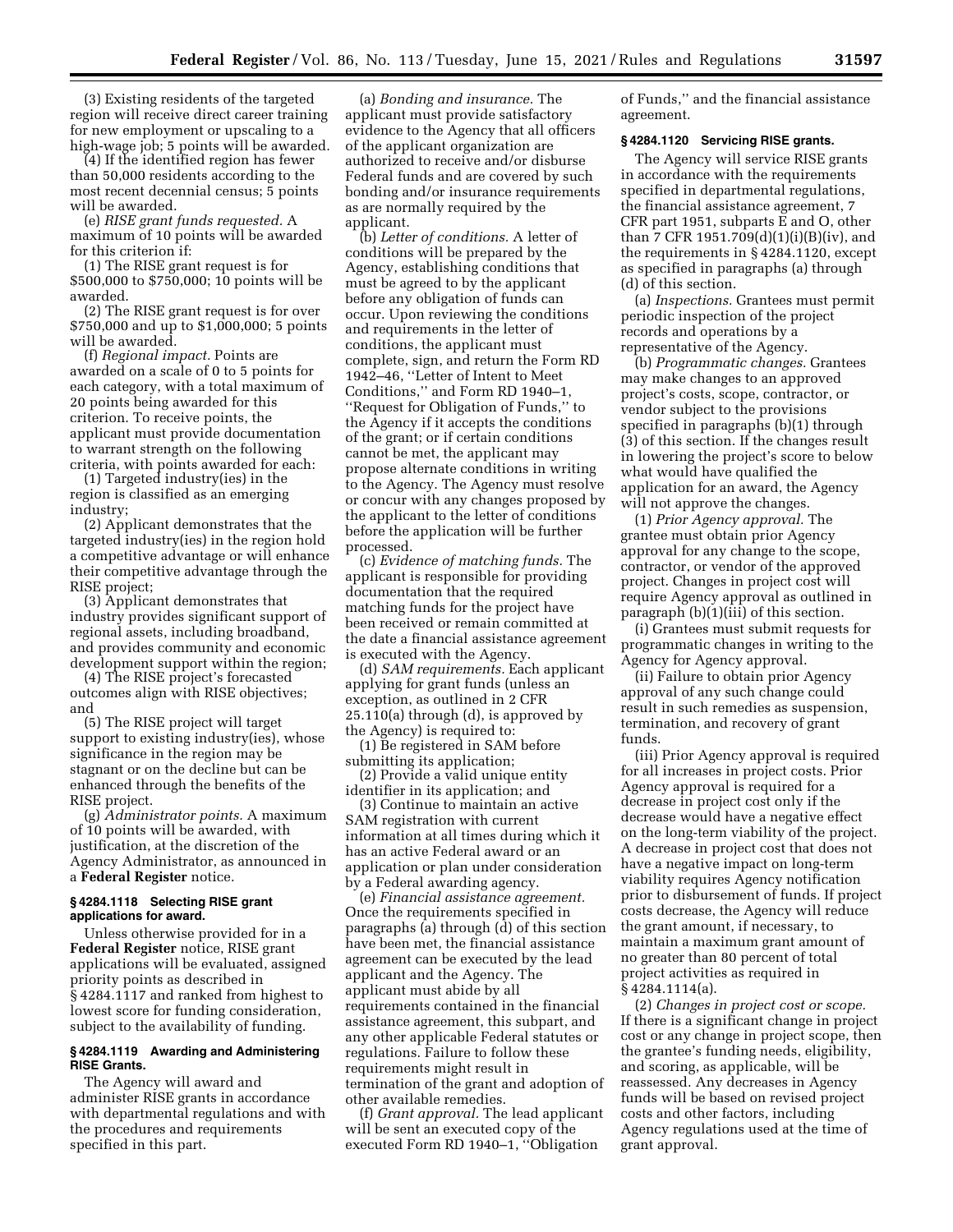(3) Existing residents of the targeted region will receive direct career training for new employment or upscaling to a high-wage job; 5 points will be awarded.

(4) If the identified region has fewer than 50,000 residents according to the most recent decennial census; 5 points will be awarded.

(e) *RISE grant funds requested.* A maximum of 10 points will be awarded for this criterion if:

(1) The RISE grant request is for $500,000 to $750,000; 10 points will be awarded.

(2) The RISE grant request is for over $750,000 and up to $1,000,000; 5 points will be awarded.

(f) *Regional impact.* Points are awarded on a scale of 0 to 5 points for each category, with a total maximum of 20 points being awarded for this criterion. To receive points, the applicant must provide documentation to warrant strength on the following criteria, with points awarded for each:

(1) Targeted industry(ies) in the region is classified as an emerging industry;

(2) Applicant demonstrates that the targeted industry(ies) in the region hold a competitive advantage or will enhance their competitive advantage through the RISE project;

(3) Applicant demonstrates that industry provides significant support of regional assets, including broadband, and provides community and economic development support within the region;

(4) The RISE project's forecasted outcomes align with RISE objectives; and

(5) The RISE project will target support to existing industry(ies), whose significance in the region may be stagnant or on the decline but can be enhanced through the benefits of the RISE project.

(g) *Administrator points.* A maximum of 10 points will be awarded, with justification, at the discretion of the Agency Administrator, as announced in a **Federal Register** notice.

**§ 4284.1118 Selecting RISE grant applications for award.**

Unless otherwise provided for in a **Federal Register** notice, RISE grant applications will be evaluated, assigned priority points as described in § 4284.1117 and ranked from highest to lowest score for funding consideration, subject to the availability of funding.

**§ 4284.1119 Awarding and Administering RISE Grants.**

The Agency will award and administer RISE grants in accordance with departmental regulations and with the procedures and requirements specified in this part.

(a) *Bonding and insurance.* The applicant must provide satisfactory evidence to the Agency that all officers of the applicant organization are authorized to receive and/or disburse Federal funds and are covered by such bonding and/or insurance requirements as are normally required by the applicant.

(b) *Letter of conditions.* A letter of conditions will be prepared by the Agency, establishing conditions that must be agreed to by the applicant before any obligation of funds can occur. Upon reviewing the conditions and requirements in the letter of conditions, the applicant must complete, sign, and return the Form RD 1942–46, ''Letter of Intent to Meet Conditions,'' and Form RD 1940–1, ''Request for Obligation of Funds,'' to the Agency if it accepts the conditions of the grant; or if certain conditions cannot be met, the applicant may propose alternate conditions in writing to the Agency. The Agency must resolve or concur with any changes proposed by the applicant to the letter of conditions before the application will be further processed.

(c) *Evidence of matching funds.* The applicant is responsible for providing documentation that the required matching funds for the project have been received or remain committed at the date a financial assistance agreement is executed with the Agency.

(d) *SAM requirements.* Each applicant applying for grant funds (unless an exception, as outlined in 2 CFR 25.110(a) through (d), is approved by the Agency) is required to:

(1) Be registered in SAM before submitting its application;

(2) Provide a valid unique entity identifier in its application; and

(3) Continue to maintain an active SAM registration with current information at all times during which it has an active Federal award or an application or plan under consideration by a Federal awarding agency.

(e) *Financial assistance agreement.* Once the requirements specified in paragraphs (a) through (d) of this section have been met, the financial assistance agreement can be executed by the lead applicant and the Agency. The applicant must abide by all requirements contained in the financial assistance agreement, this subpart, and any other applicable Federal statutes or regulations. Failure to follow these requirements might result in termination of the grant and adoption of other available remedies.

(f) *Grant approval.* The lead applicant will be sent an executed copy of the executed Form RD 1940–1, ''Obligation of Funds,'' and the financial assistance agreement.

**§ 4284.1120 Servicing RISE grants.**

The Agency will service RISE grants in accordance with the requirements specified in departmental regulations, the financial assistance agreement, 7 CFR part 1951, subparts E and O, other than 7 CFR 1951.709(d)(1)(i)(B)(iv), and the requirements in § 4284.1120, except as specified in paragraphs (a) through (d) of this section.

(a) *Inspections.* Grantees must permit periodic inspection of the project records and operations by a representative of the Agency.

(b) *Programmatic changes.* Grantees may make changes to an approved project's costs, scope, contractor, or vendor subject to the provisions specified in paragraphs (b)(1) through (3) of this section. If the changes result in lowering the project's score to below what would have qualified the application for an award, the Agency will not approve the changes.

(1) *Prior Agency approval.* The grantee must obtain prior Agency approval for any change to the scope, contractor, or vendor of the approved project. Changes in project cost will require Agency approval as outlined in paragraph (b)(1)(iii) of this section.

(i) Grantees must submit requests for programmatic changes in writing to the Agency for Agency approval.

(ii) Failure to obtain prior Agency approval of any such change could result in such remedies as suspension, termination, and recovery of grant funds.

(iii) Prior Agency approval is required for all increases in project costs. Prior Agency approval is required for a decrease in project cost only if the decrease would have a negative effect on the long-term viability of the project. A decrease in project cost that does not have a negative impact on long-term viability requires Agency notification prior to disbursement of funds. If project costs decrease, the Agency will reduce the grant amount, if necessary, to maintain a maximum grant amount of no greater than 80 percent of total project activities as required in § 4284.1114(a).

(2) *Changes in project cost or scope.* If there is a significant change in project cost or any change in project scope, then the grantee's funding needs, eligibility, and scoring, as applicable, will be reassessed. Any decreases in Agency funds will be based on revised project costs and other factors, including Agency regulations used at the time of grant approval.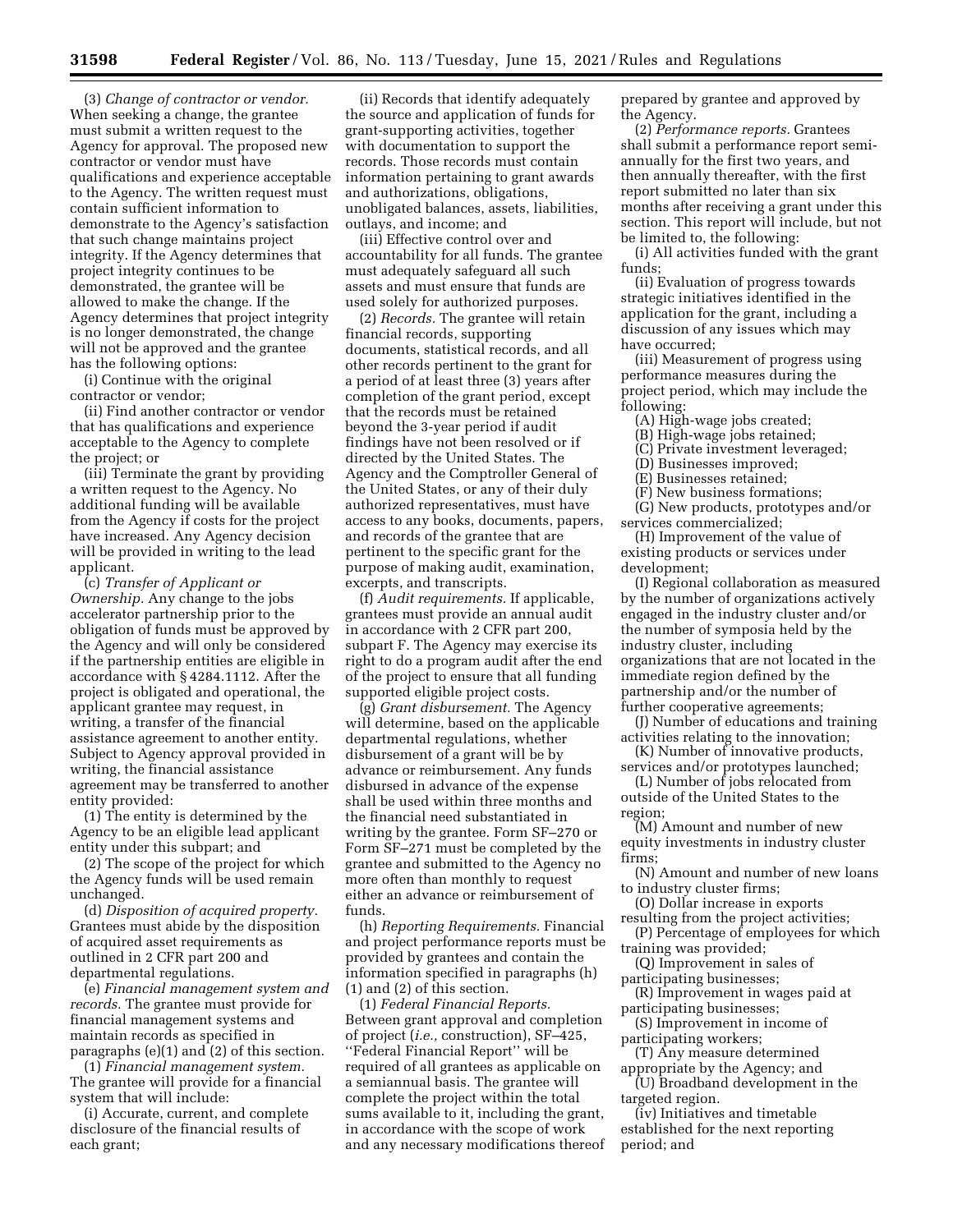(3) *Change of contractor or vendor.* When seeking a change, the grantee must submit a written request to the Agency for approval. The proposed new contractor or vendor must have qualifications and experience acceptable to the Agency. The written request must contain sufficient information to demonstrate to the Agency's satisfaction that such change maintains project integrity. If the Agency determines that project integrity continues to be demonstrated, the grantee will be allowed to make the change. If the Agency determines that project integrity is no longer demonstrated, the change will not be approved and the grantee has the following options:

(i) Continue with the original contractor or vendor;

(ii) Find another contractor or vendor that has qualifications and experience acceptable to the Agency to complete the project; or

(iii) Terminate the grant by providing a written request to the Agency. No additional funding will be available from the Agency if costs for the project have increased. Any Agency decision will be provided in writing to the lead applicant.

(c) *Transfer of Applicant or Ownership.* Any change to the jobs accelerator partnership prior to the obligation of funds must be approved by the Agency and will only be considered if the partnership entities are eligible in accordance with § 4284.1112. After the project is obligated and operational, the applicant grantee may request, in writing, a transfer of the financial assistance agreement to another entity. Subject to Agency approval provided in writing, the financial assistance agreement may be transferred to another entity provided:

(1) The entity is determined by the Agency to be an eligible lead applicant entity under this subpart; and

(2) The scope of the project for which the Agency funds will be used remain unchanged.

(d) *Disposition of acquired property.* Grantees must abide by the disposition of acquired asset requirements as outlined in 2 CFR part 200 and departmental regulations.

(e) *Financial management system and records.* The grantee must provide for financial management systems and maintain records as specified in paragraphs (e)(1) and (2) of this section.

(1) *Financial management system.* The grantee will provide for a financial system that will include:

(i) Accurate, current, and complete disclosure of the financial results of each grant;

(ii) Records that identify adequately the source and application of funds for grant-supporting activities, together with documentation to support the records. Those records must contain information pertaining to grant awards and authorizations, obligations, unobligated balances, assets, liabilities, outlays, and income; and

(iii) Effective control over and accountability for all funds. The grantee must adequately safeguard all such assets and must ensure that funds are used solely for authorized purposes.

(2) *Records.* The grantee will retain financial records, supporting documents, statistical records, and all other records pertinent to the grant for a period of at least three (3) years after completion of the grant period, except that the records must be retained beyond the 3-year period if audit findings have not been resolved or if directed by the United States. The Agency and the Comptroller General of the United States, or any of their duly authorized representatives, must have access to any books, documents, papers, and records of the grantee that are pertinent to the specific grant for the purpose of making audit, examination, excerpts, and transcripts.

(f) *Audit requirements.* If applicable, grantees must provide an annual audit in accordance with 2 CFR part 200, subpart F. The Agency may exercise its right to do a program audit after the end of the project to ensure that all funding supported eligible project costs.

(g) *Grant disbursement.* The Agency will determine, based on the applicable departmental regulations, whether disbursement of a grant will be by advance or reimbursement. Any funds disbursed in advance of the expense shall be used within three months and the financial need substantiated in writing by the grantee. Form SF–270 or Form SF–271 must be completed by the grantee and submitted to the Agency no more often than monthly to request either an advance or reimbursement of funds.

(h) *Reporting Requirements.* Financial and project performance reports must be provided by grantees and contain the information specified in paragraphs (h) (1) and (2) of this section.

(1) *Federal Financial Reports.* Between grant approval and completion of project (*i.e.,* construction), SF–425, ''Federal Financial Report'' will be required of all grantees as applicable on a semiannual basis. The grantee will complete the project within the total sums available to it, including the grant, in accordance with the scope of work and any necessary modifications thereof prepared by grantee and approved by the Agency.

(2) *Performance reports.* Grantees shall submit a performance report semi-annually for the first two years, and then annually thereafter, with the first report submitted no later than six months after receiving a grant under this section. This report will include, but not be limited to, the following:

(i) All activities funded with the grant funds;

(ii) Evaluation of progress towards strategic initiatives identified in the application for the grant, including a discussion of any issues which may have occurred;

(iii) Measurement of progress using performance measures during the project period, which may include the following:

(A) High-wage jobs created;

(B) High-wage jobs retained;

(C) Private investment leveraged;

(D) Businesses improved;

(E) Businesses retained;

(F) New business formations;

(G) New products, prototypes and/or services commercialized;

(H) Improvement of the value of existing products or services under development;

(I) Regional collaboration as measured by the number of organizations actively engaged in the industry cluster and/or the number of symposia held by the industry cluster, including organizations that are not located in the immediate region defined by the partnership and/or the number of further cooperative agreements;

(J) Number of educations and training activities relating to the innovation;

(K) Number of innovative products, services and/or prototypes launched;

(L) Number of jobs relocated from outside of the United States to the region;

(M) Amount and number of new equity investments in industry cluster firms;

(N) Amount and number of new loans to industry cluster firms;

(O) Dollar increase in exports resulting from the project activities;

(P) Percentage of employees for which training was provided;

(Q) Improvement in sales of participating businesses;

(R) Improvement in wages paid at participating businesses;

(S) Improvement in income of participating workers;

(T) Any measure determined appropriate by the Agency; and

(U) Broadband development in the targeted region.

(iv) Initiatives and timetable established for the next reporting period; and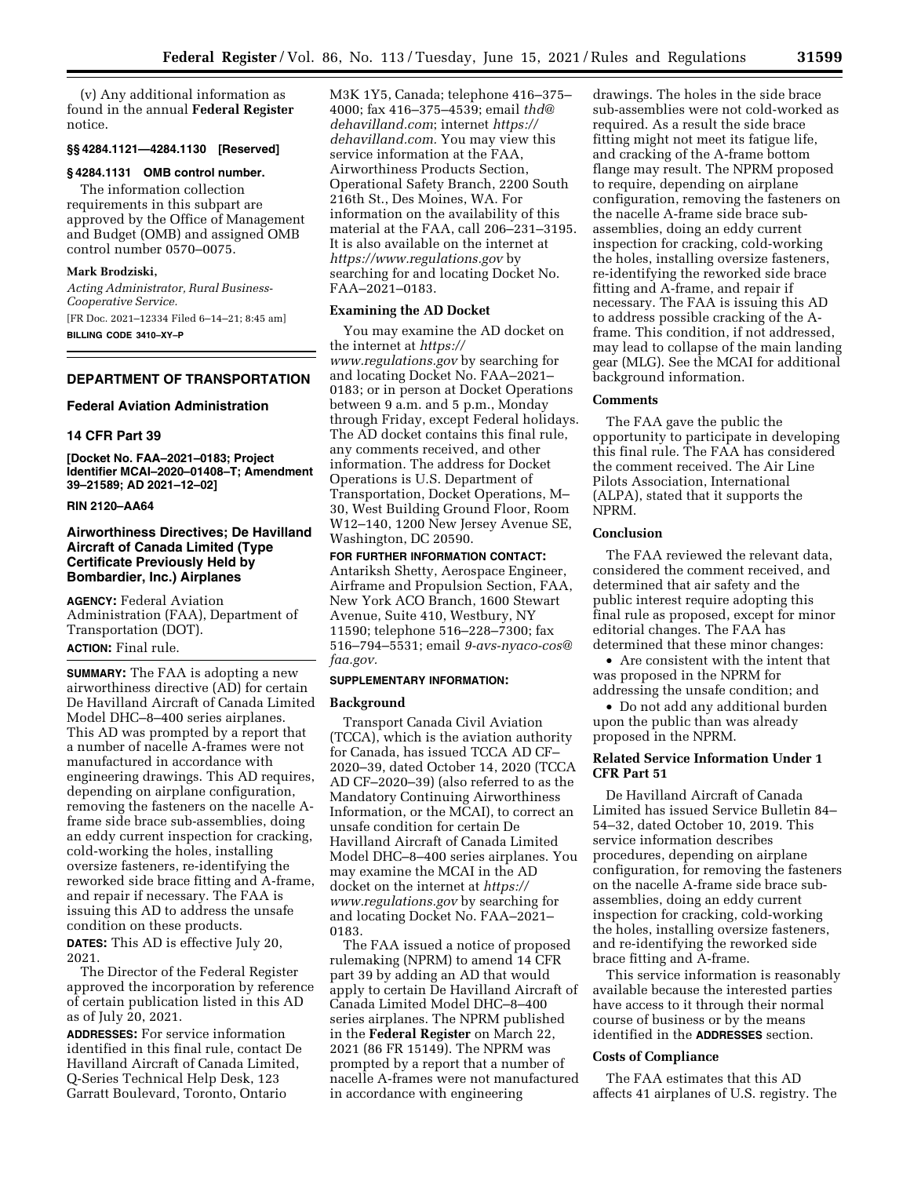(v) Any additional information as found in the annual **Federal Register** notice.

### §§ 4284.1121—4284.1130 [Reserved]

### § 4284.1131 OMB control number.

The information collection requirements in this subpart are approved by the Office of Management and Budget (OMB) and assigned OMB control number 0570–0075.

**Mark Brodziski,**

*Acting Administrator, Rural Business-Cooperative Service.*

[FR Doc. 2021–12334 Filed 6–14–21; 8:45 am]

**BILLING CODE 3410–XY–P**

## DEPARTMENT OF TRANSPORTATION

## Federal Aviation Administration

## 14 CFR Part 39

**[Docket No. FAA–2021–0183; Project Identifier MCAI–2020–01408–T; Amendment 39–21589; AD 2021–12–02]**

**RIN 2120–AA64**

## Airworthiness Directives; De Havilland Aircraft of Canada Limited (Type Certificate Previously Held by Bombardier, Inc.) Airplanes

**AGENCY:** Federal Aviation Administration (FAA), Department of Transportation (DOT).

**ACTION:** Final rule.

**SUMMARY:** The FAA is adopting a new airworthiness directive (AD) for certain De Havilland Aircraft of Canada Limited Model DHC–8–400 series airplanes. This AD was prompted by a report that a number of nacelle A-frames were not manufactured in accordance with engineering drawings. This AD requires, depending on airplane configuration, removing the fasteners on the nacelle A-frame side brace sub-assemblies, doing an eddy current inspection for cracking, cold-working the holes, installing oversize fasteners, re-identifying the reworked side brace fitting and A-frame, and repair if necessary. The FAA is issuing this AD to address the unsafe condition on these products.

**DATES:** This AD is effective July 20, 2021.

The Director of the Federal Register approved the incorporation by reference of certain publication listed in this AD as of July 20, 2021.

**ADDRESSES:** For service information identified in this final rule, contact De Havilland Aircraft of Canada Limited, Q-Series Technical Help Desk, 123 Garratt Boulevard, Toronto, Ontario M3K 1Y5, Canada; telephone 416–375–4000; fax 416–375–4539; email *thd@dehavilland.com*; internet *https://dehavilland.com*. You may view this service information at the FAA, Airworthiness Products Section, Operational Safety Branch, 2200 South 216th St., Des Moines, WA. For information on the availability of this material at the FAA, call 206–231–3195. It is also available on the internet at *https://www.regulations.gov* by searching for and locating Docket No. FAA–2021–0183.

### Examining the AD Docket

You may examine the AD docket on the internet at *https://www.regulations.gov* by searching for and locating Docket No. FAA–2021–0183; or in person at Docket Operations between 9 a.m. and 5 p.m., Monday through Friday, except Federal holidays. The AD docket contains this final rule, any comments received, and other information. The address for Docket Operations is U.S. Department of Transportation, Docket Operations, M–30, West Building Ground Floor, Room W12–140, 1200 New Jersey Avenue SE, Washington, DC 20590.

**FOR FURTHER INFORMATION CONTACT:** Antariksh Shetty, Aerospace Engineer, Airframe and Propulsion Section, FAA, New York ACO Branch, 1600 Stewart Avenue, Suite 410, Westbury, NY 11590; telephone 516–228–7300; fax 516–794–5531; email *9-avs-nyaco-cos@faa.gov.*

**SUPPLEMENTARY INFORMATION:**

### Background

Transport Canada Civil Aviation (TCCA), which is the aviation authority for Canada, has issued TCCA AD CF–2020–39, dated October 14, 2020 (TCCA AD CF–2020–39) (also referred to as the Mandatory Continuing Airworthiness Information, or the MCAI), to correct an unsafe condition for certain De Havilland Aircraft of Canada Limited Model DHC–8–400 series airplanes. You may examine the MCAI in the AD docket on the internet at *https://www.regulations.gov* by searching for and locating Docket No. FAA–2021–0183.

The FAA issued a notice of proposed rulemaking (NPRM) to amend 14 CFR part 39 by adding an AD that would apply to certain De Havilland Aircraft of Canada Limited Model DHC–8–400 series airplanes. The NPRM published in the **Federal Register** on March 22, 2021 (86 FR 15149). The NPRM was prompted by a report that a number of nacelle A-frames were not manufactured in accordance with engineering drawings. The holes in the side brace sub-assemblies were not cold-worked as required. As a result the side brace fitting might not meet its fatigue life, and cracking of the A-frame bottom flange may result. The NPRM proposed to require, depending on airplane configuration, removing the fasteners on the nacelle A-frame side brace sub-assemblies, doing an eddy current inspection for cracking, cold-working the holes, installing oversize fasteners, re-identifying the reworked side brace fitting and A-frame, and repair if necessary. The FAA is issuing this AD to address possible cracking of the A-frame. This condition, if not addressed, may lead to collapse of the main landing gear (MLG). See the MCAI for additional background information.

### Comments

The FAA gave the public the opportunity to participate in developing this final rule. The FAA has considered the comment received. The Air Line Pilots Association, International (ALPA), stated that it supports the NPRM.

### Conclusion

The FAA reviewed the relevant data, considered the comment received, and determined that air safety and the public interest require adopting this final rule as proposed, except for minor editorial changes. The FAA has determined that these minor changes:

- Are consistent with the intent that was proposed in the NPRM for addressing the unsafe condition; and
- Do not add any additional burden upon the public than was already proposed in the NPRM.

### Related Service Information Under 1 CFR Part 51

De Havilland Aircraft of Canada Limited has issued Service Bulletin 84–54–32, dated October 10, 2019. This service information describes procedures, depending on airplane configuration, for removing the fasteners on the nacelle A-frame side brace sub-assemblies, doing an eddy current inspection for cracking, cold-working the holes, installing oversize fasteners, and re-identifying the reworked side brace fitting and A-frame.

This service information is reasonably available because the interested parties have access to it through their normal course of business or by the means identified in the **ADDRESSES** section.

### Costs of Compliance

The FAA estimates that this AD affects 41 airplanes of U.S. registry. The